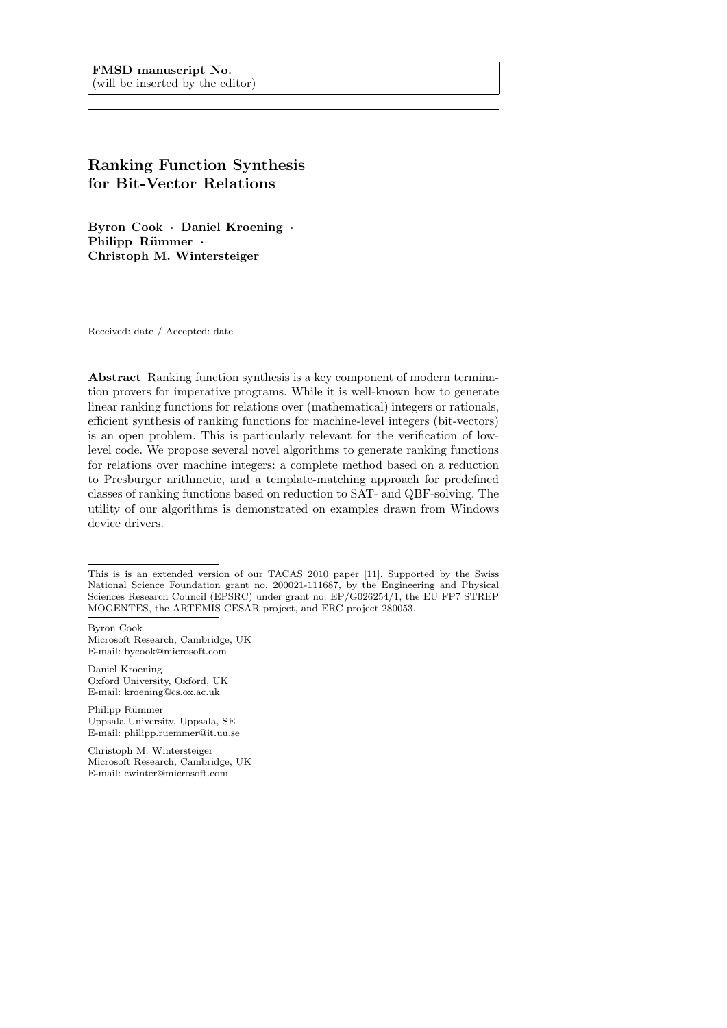**FMSD manuscript No.**
(will be inserted by the editor)

# Ranking Function Synthesis for Bit-Vector Relations

**Byron Cook · Daniel Kroening · Philipp Rümmer · Christoph M. Wintersteiger**

Received: date / Accepted: date

**Abstract** Ranking function synthesis is a key component of modern termination provers for imperative programs. While it is well-known how to generate linear ranking functions for relations over (mathematical) integers or rationals, efficient synthesis of ranking functions for machine-level integers (bit-vectors) is an open problem. This is particularly relevant for the verification of low-level code. We propose several novel algorithms to generate ranking functions for relations over machine integers: a complete method based on a reduction to Presburger arithmetic, and a template-matching approach for predefined classes of ranking functions based on reduction to SAT- and QBF-solving. The utility of our algorithms is demonstrated on examples drawn from Windows device drivers.

---

This is is an extended version of our TACAS 2010 paper [11]. Supported by the Swiss National Science Foundation grant no. 200021-111687, by the Engineering and Physical Sciences Research Council (EPSRC) under grant no. EP/G026254/1, the EU FP7 STREP MOGENTES, the ARTEMIS CESAR project, and ERC project 280053.

---

Byron Cook
Microsoft Research, Cambridge, UK
E-mail: bycook@microsoft.com

Daniel Kroening
Oxford University, Oxford, UK
E-mail: kroening@cs.ox.ac.uk

Philipp Rümmer
Uppsala University, Uppsala, SE
E-mail: philipp.ruemmer@it.uu.se

Christoph M. Wintersteiger
Microsoft Research, Cambridge, UK
E-mail: cwinter@microsoft.com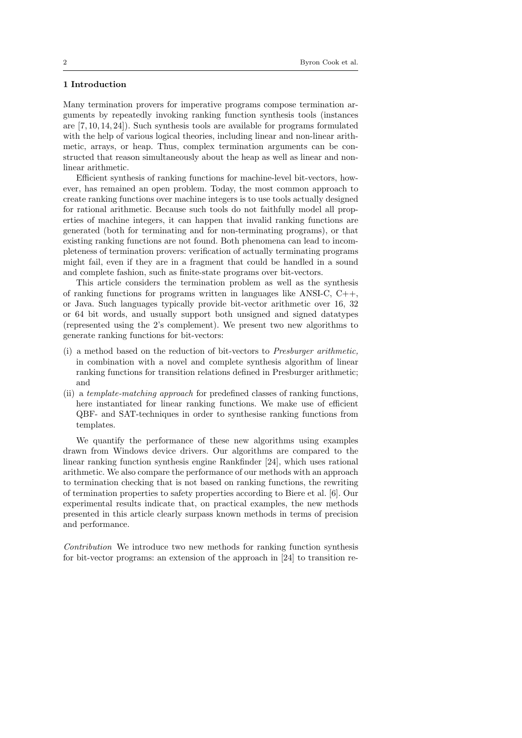## 1 Introduction

Many termination provers for imperative programs compose termination arguments by repeatedly invoking ranking function synthesis tools (instances are [7, 10, 14, 24]). Such synthesis tools are available for programs formulated with the help of various logical theories, including linear and non-linear arithmetic, arrays, or heap. Thus, complex termination arguments can be constructed that reason simultaneously about the heap as well as linear and non-linear arithmetic.

Efficient synthesis of ranking functions for machine-level bit-vectors, however, has remained an open problem. Today, the most common approach to create ranking functions over machine integers is to use tools actually designed for rational arithmetic. Because such tools do not faithfully model all properties of machine integers, it can happen that invalid ranking functions are generated (both for terminating and for non-terminating programs), or that existing ranking functions are not found. Both phenomena can lead to incompleteness of termination provers: verification of actually terminating programs might fail, even if they are in a fragment that could be handled in a sound and complete fashion, such as finite-state programs over bit-vectors.

This article considers the termination problem as well as the synthesis of ranking functions for programs written in languages like ANSI-C, C++, or Java. Such languages typically provide bit-vector arithmetic over 16, 32 or 64 bit words, and usually support both unsigned and signed datatypes (represented using the 2's complement). We present two new algorithms to generate ranking functions for bit-vectors:

(i) a method based on the reduction of bit-vectors to *Presburger arithmetic,* in combination with a novel and complete synthesis algorithm of linear ranking functions for transition relations defined in Presburger arithmetic; and

(ii) a *template-matching approach* for predefined classes of ranking functions, here instantiated for linear ranking functions. We make use of efficient QBF- and SAT-techniques in order to synthesise ranking functions from templates.

We quantify the performance of these new algorithms using examples drawn from Windows device drivers. Our algorithms are compared to the linear ranking function synthesis engine Rankfinder [24], which uses rational arithmetic. We also compare the performance of our methods with an approach to termination checking that is not based on ranking functions, the rewriting of termination properties to safety properties according to Biere et al. [6]. Our experimental results indicate that, on practical examples, the new methods presented in this article clearly surpass known methods in terms of precision and performance.

*Contribution* We introduce two new methods for ranking function synthesis for bit-vector programs: an extension of the approach in [24] to transition re-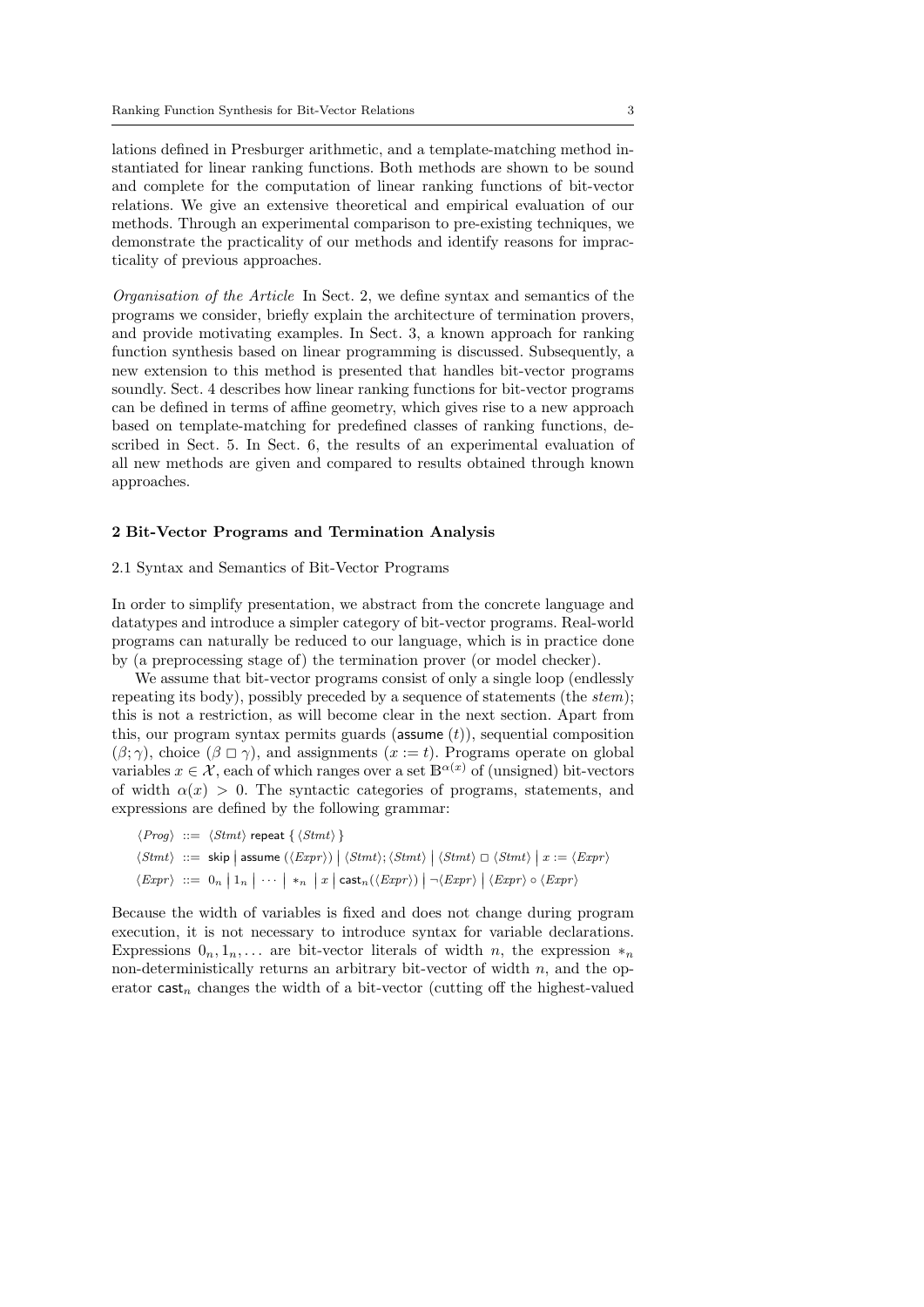lations defined in Presburger arithmetic, and a template-matching method instantiated for linear ranking functions. Both methods are shown to be sound and complete for the computation of linear ranking functions of bit-vector relations. We give an extensive theoretical and empirical evaluation of our methods. Through an experimental comparison to pre-existing techniques, we demonstrate the practicality of our methods and identify reasons for impracticality of previous approaches.

*Organisation of the Article* In Sect. 2, we define syntax and semantics of the programs we consider, briefly explain the architecture of termination provers, and provide motivating examples. In Sect. 3, a known approach for ranking function synthesis based on linear programming is discussed. Subsequently, a new extension to this method is presented that handles bit-vector programs soundly. Sect. 4 describes how linear ranking functions for bit-vector programs can be defined in terms of affine geometry, which gives rise to a new approach based on template-matching for predefined classes of ranking functions, described in Sect. 5. In Sect. 6, the results of an experimental evaluation of all new methods are given and compared to results obtained through known approaches.

## 2 Bit-Vector Programs and Termination Analysis

### 2.1 Syntax and Semantics of Bit-Vector Programs

In order to simplify presentation, we abstract from the concrete language and datatypes and introduce a simpler category of bit-vector programs. Real-world programs can naturally be reduced to our language, which is in practice done by (a preprocessing stage of) the termination prover (or model checker).

We assume that bit-vector programs consist of only a single loop (endlessly repeating its body), possibly preceded by a sequence of statements (the *stem*); this is not a restriction, as will become clear in the next section. Apart from this, our program syntax permits guards (assume $(t)$), sequential composition $(\beta;\gamma)$, choice $(\beta \sqcap \gamma)$, and assignments $(x := t)$. Programs operate on global variables $x \in \mathcal{X}$, each of which ranges over a set $\mathbb{B}^{\alpha(x)}$ of (unsigned) bit-vectors of width $\alpha(x) > 0$. The syntactic categories of programs, statements, and expressions are defined by the following grammar:

$$
\begin{aligned}
\langle Prog \rangle &::= \langle Stmt \rangle \ \mathsf{repeat}\ \{\ \langle Stmt \rangle\ \} \\
\langle Stmt \rangle &::= \mathsf{skip} \mid \mathsf{assume}\ (\langle Expr \rangle) \mid \langle Stmt \rangle ; \langle Stmt \rangle \mid \langle Stmt \rangle \sqcap \langle Stmt \rangle \mid x := \langle Expr \rangle \\
\langle Expr \rangle &::= 0_n \mid 1_n \mid \cdots \mid *_n \mid x \mid \mathsf{cast}_n(\langle Expr \rangle) \mid \neg\langle Expr \rangle \mid \langle Expr \rangle \circ \langle Expr \rangle
\end{aligned}
$$

Because the width of variables is fixed and does not change during program execution, it is not necessary to introduce syntax for variable declarations. Expressions $0_n, 1_n, \ldots$ are bit-vector literals of width $n$, the expression $*_n$ non-deterministically returns an arbitrary bit-vector of width $n$, and the operator $\mathsf{cast}_n$ changes the width of a bit-vector (cutting off the highest-valued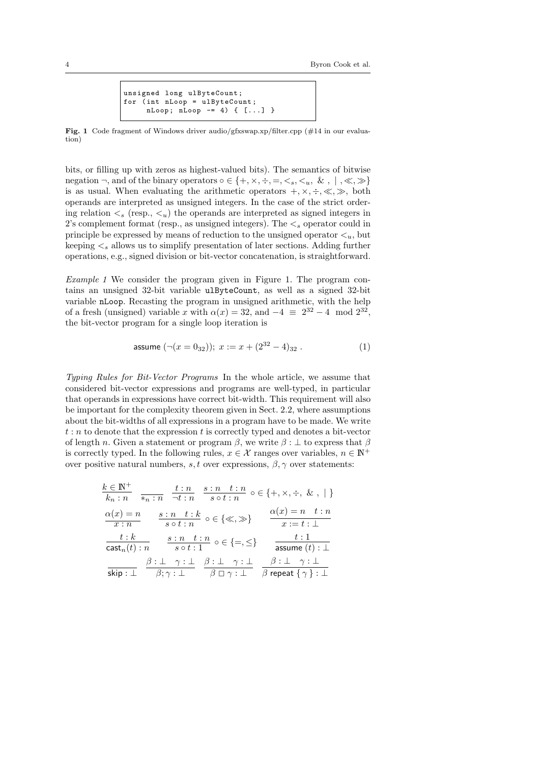```
unsigned long ulByteCount;
for (int nLoop = ulByteCount;
     nLoop; nLoop -= 4) { [...] }
```

**Fig. 1** Code fragment of Windows driver audio/gfxswap.xp/filter.cpp (#14 in our evaluation)

bits, or filling up with zeros as highest-valued bits). The semantics of bitwise negation $\neg$, and of the binary operators $\circ \in \{+, \times, \div, =, <_s, <_u, \,\&\,, \mid, \ll, \gg\}$ is as usual. When evaluating the arithmetic operators $+, \times, \div, \ll, \gg$, both operands are interpreted as unsigned integers. In the case of the strict ordering relation $<_s$ (resp., $<_u$) the operands are interpreted as signed integers in 2's complement format (resp., as unsigned integers). The $<_s$ operator could in principle be expressed by means of reduction to the unsigned operator $<_u$, but keeping $<_s$ allows us to simplify presentation of later sections. Adding further operations, e.g., signed division or bit-vector concatenation, is straightforward.

*Example 1* We consider the program given in Figure 1. The program contains an unsigned 32-bit variable `ulByteCount`, as well as a signed 32-bit variable `nLoop`. Recasting the program in unsigned arithmetic, with the help of a fresh (unsigned) variable $x$ with $\alpha(x) = 32$, and $-4 \equiv 2^{32} - 4 \mod 2^{32}$, the bit-vector program for a single loop iteration is

$$\mathsf{assume}\ (\neg(x = 0_{32}));\ x := x + (2^{32} - 4)_{32}\ . \tag{1}$$

*Typing Rules for Bit-Vector Programs* In the whole article, we assume that considered bit-vector expressions and programs are well-typed, in particular that operands in expressions have correct bit-width. This requirement will also be important for the complexity theorem given in Sect. 2.2, where assumptions about the bit-widths of all expressions in a program have to be made. We write $t : n$ to denote that the expression $t$ is correctly typed and denotes a bit-vector of length $n$. Given a statement or program $\beta$, we write $\beta : \bot$ to express that $\beta$ is correctly typed. In the following rules, $x \in \mathcal{X}$ ranges over variables, $n \in \mathbb{N}^+$ over positive natural numbers, $s, t$ over expressions, $\beta, \gamma$ over statements:

$$\frac{k \in \mathbb{N}^+}{k_n : n} \quad \frac{}{*_n : n} \quad \frac{t : n}{\neg t : n} \quad \frac{s : n \quad t : n}{s \circ t : n}\ \circ \in \{+, \times, \div, \,\&\,, \mid\}$$

$$\frac{\alpha(x) = n}{x : n} \qquad \frac{s : n \quad t : k}{s \circ t : n}\ \circ \in \{\ll, \gg\} \qquad \frac{\alpha(x) = n \quad t : n}{x := t : \bot}$$

$$\frac{t : k}{\mathsf{cast}_n(t) : n} \qquad \frac{s : n \quad t : n}{s \circ t : 1}\ \circ \in \{=, \leq\} \qquad \frac{t : 1}{\mathsf{assume}\ (t) : \bot}$$

$$\frac{}{\mathsf{skip} : \bot} \quad \frac{\beta : \bot \quad \gamma : \bot}{\beta; \gamma : \bot} \quad \frac{\beta : \bot \quad \gamma : \bot}{\beta \,\square\, \gamma : \bot} \quad \frac{\beta : \bot \quad \gamma : \bot}{\beta\ \mathsf{repeat}\ \{\, \gamma \,\} : \bot}$$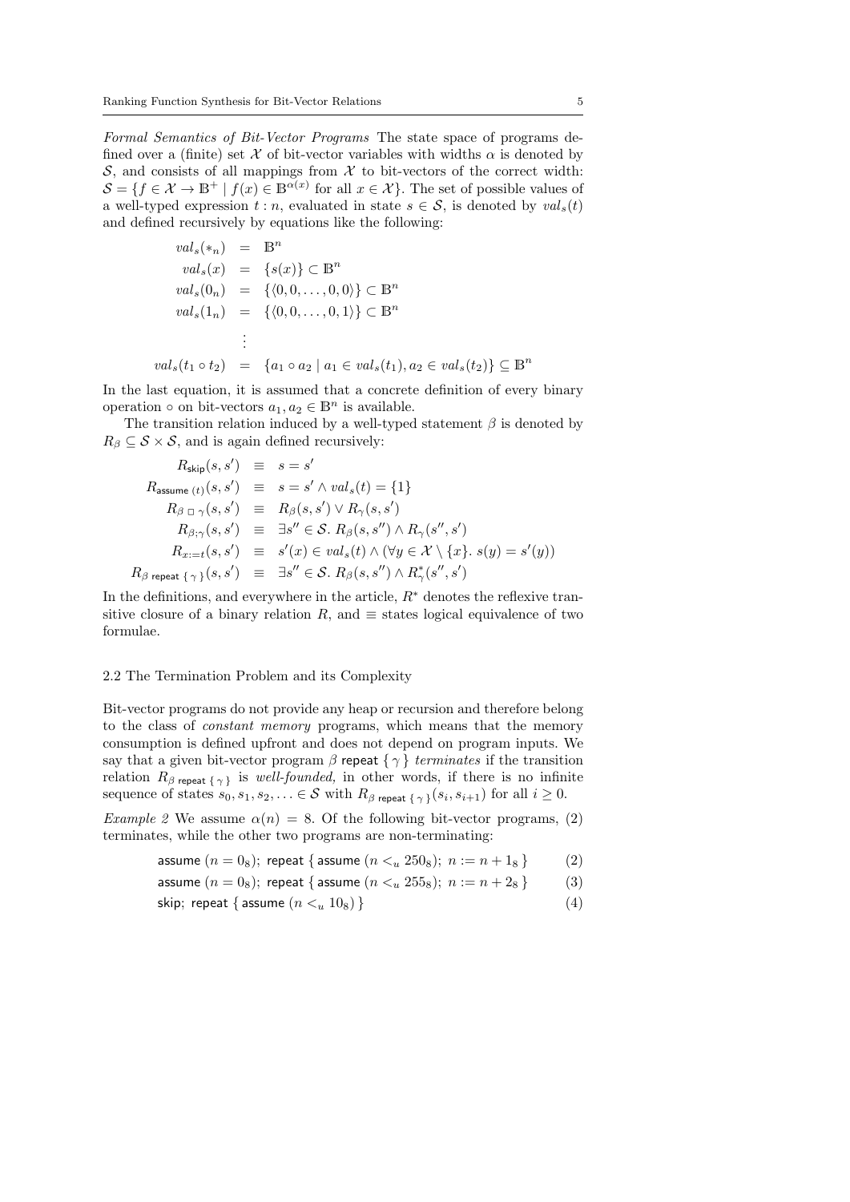*Formal Semantics of Bit-Vector Programs* The state space of programs defined over a (finite) set $\mathcal{X}$ of bit-vector variables with widths $\alpha$ is denoted by $\mathcal{S}$, and consists of all mappings from $\mathcal{X}$ to bit-vectors of the correct width: $\mathcal{S} = \{f \in \mathcal{X} \to \mathbb{B}^+ \mid f(x) \in \mathbb{B}^{\alpha(x)} \text{ for all } x \in \mathcal{X}\}$. The set of possible values of a well-typed expression $t : n$, evaluated in state $s \in \mathcal{S}$, is denoted by $val_s(t)$ and defined recursively by equations like the following:

$$
\begin{aligned}
val_s(*_n) &= \mathbb{B}^n \\
val_s(x) &= \{s(x)\} \subset \mathbb{B}^n \\
val_s(0_n) &= \{\langle 0, 0, \ldots, 0, 0\rangle\} \subset \mathbb{B}^n \\
val_s(1_n) &= \{\langle 0, 0, \ldots, 0, 1\rangle\} \subset \mathbb{B}^n \\
&\vdots \\
val_s(t_1 \circ t_2) &= \{a_1 \circ a_2 \mid a_1 \in val_s(t_1), a_2 \in val_s(t_2)\} \subseteq \mathbb{B}^n
\end{aligned}
$$

In the last equation, it is assumed that a concrete definition of every binary operation $\circ$ on bit-vectors $a_1, a_2 \in \mathbb{B}^n$ is available.

The transition relation induced by a well-typed statement $\beta$ is denoted by $R_\beta \subseteq \mathcal{S} \times \mathcal{S}$, and is again defined recursively:

$$
\begin{aligned}
R_{\mathsf{skip}}(s, s') &\equiv s = s' \\
R_{\mathsf{assume}\ (t)}(s, s') &\equiv s = s' \wedge val_s(t) = \{1\} \\
R_{\beta\ \square\ \gamma}(s, s') &\equiv R_\beta(s, s') \vee R_\gamma(s, s') \\
R_{\beta;\gamma}(s, s') &\equiv \exists s'' \in \mathcal{S}.\ R_\beta(s, s'') \wedge R_\gamma(s'', s') \\
R_{x:=t}(s, s') &\equiv s'(x) \in val_s(t) \wedge (\forall y \in \mathcal{X} \setminus \{x\}.\ s(y) = s'(y)) \\
R_{\beta\ \mathsf{repeat}\ \{\ \gamma\ \}}(s, s') &\equiv \exists s'' \in \mathcal{S}.\ R_\beta(s, s'') \wedge R^*_\gamma(s'', s')
\end{aligned}
$$

In the definitions, and everywhere in the article, $R^*$ denotes the reflexive transitive closure of a binary relation $R$, and $\equiv$ states logical equivalence of two formulae.

### 2.2 The Termination Problem and its Complexity

Bit-vector programs do not provide any heap or recursion and therefore belong to the class of *constant memory* programs, which means that the memory consumption is defined upfront and does not depend on program inputs. We say that a given bit-vector program $\beta$ repeat $\{\ \gamma\ \}$ *terminates* if the transition relation $R_{\beta\ \mathsf{repeat}\ \{\ \gamma\ \}}$ is *well-founded*, in other words, if there is no infinite sequence of states $s_0, s_1, s_2, \ldots \in \mathcal{S}$ with $R_{\beta\ \mathsf{repeat}\ \{\ \gamma\ \}}(s_i, s_{i+1})$ for all $i \geq 0$.

*Example 2* We assume $\alpha(n) = 8$. Of the following bit-vector programs, (2) terminates, while the other two programs are non-terminating:

$$\mathsf{assume}\ (n = 0_8);\ \mathsf{repeat}\ \{\ \mathsf{assume}\ (n <_u 250_8);\ n := n + 1_8\ \} \tag{2}$$

$$\mathsf{assume}\ (n = 0_8);\ \mathsf{repeat}\ \{\ \mathsf{assume}\ (n <_u 255_8);\ n := n + 2_8\ \} \tag{3}$$

$$\mathsf{skip};\ \mathsf{repeat}\ \{\ \mathsf{assume}\ (n <_u 10_8)\ \} \tag{4}$$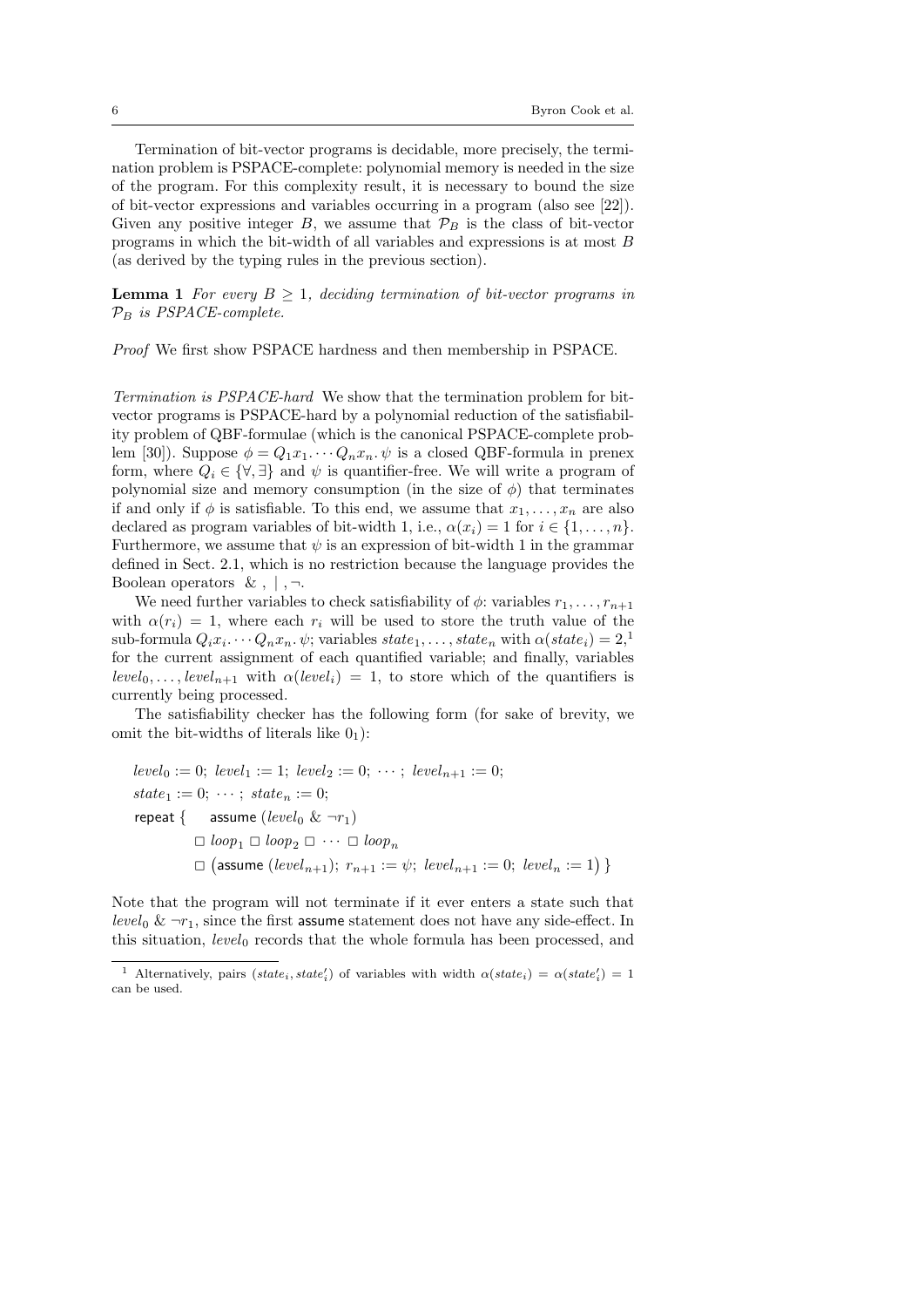Termination of bit-vector programs is decidable, more precisely, the termination problem is PSPACE-complete: polynomial memory is needed in the size of the program. For this complexity result, it is necessary to bound the size of bit-vector expressions and variables occurring in a program (also see [22]). Given any positive integer $B$, we assume that $\mathcal{P}_B$ is the class of bit-vector programs in which the bit-width of all variables and expressions is at most $B$ (as derived by the typing rules in the previous section).

**Lemma 1** *For every $B \geq 1$, deciding termination of bit-vector programs in $\mathcal{P}_B$ is PSPACE-complete.*

*Proof* We first show PSPACE hardness and then membership in PSPACE.

*Termination is PSPACE-hard* We show that the termination problem for bit-vector programs is PSPACE-hard by a polynomial reduction of the satisfiability problem of QBF-formulae (which is the canonical PSPACE-complete problem [30]). Suppose $\phi = Q_1 x_1. \cdots Q_n x_n. \psi$ is a closed QBF-formula in prenex form, where $Q_i \in \{\forall, \exists\}$ and $\psi$ is quantifier-free. We will write a program of polynomial size and memory consumption (in the size of $\phi$) that terminates if and only if $\phi$ is satisfiable. To this end, we assume that $x_1, \ldots, x_n$ are also declared as program variables of bit-width 1, i.e., $\alpha(x_i) = 1$ for $i \in \{1, \ldots, n\}$. Furthermore, we assume that $\psi$ is an expression of bit-width 1 in the grammar defined in Sect. 2.1, which is no restriction because the language provides the Boolean operators $\&$ , $|$ , $\neg$.

We need further variables to check satisfiability of $\phi$: variables $r_1, \ldots, r_{n+1}$ with $\alpha(r_i) = 1$, where each $r_i$ will be used to store the truth value of the sub-formula $Q_i x_i. \cdots Q_n x_n. \psi$; variables $state_1, \ldots, state_n$ with $\alpha(state_i) = 2$,[1] for the current assignment of each quantified variable; and finally, variables $level_0, \ldots, level_{n+1}$ with $\alpha(level_i) = 1$, to store which of the quantifiers is currently being processed.

The satisfiability checker has the following form (for sake of brevity, we omit the bit-widths of literals like $0_1$):

$$
\begin{array}{l}
level_0 := 0;\ level_1 := 1;\ level_2 := 0;\ \cdots;\ level_{n+1} := 0; \\
state_1 := 0;\ \cdots;\ state_n := 0; \\
\textsf{repeat}\ \{ \quad \textsf{assume}\ (level_0\ \&\ \neg r_1) \\
\qquad\qquad \Box\ loop_1\ \Box\ loop_2\ \Box\ \cdots\ \Box\ loop_n \\
\qquad\qquad \Box\ \big(\textsf{assume}\ (level_{n+1});\ r_{n+1} := \psi;\ level_{n+1} := 0;\ level_n := 1\big)\ \}
\end{array}
$$

Note that the program will not terminate if it ever enters a state such that $level_0\ \&\ \neg r_1$, since the first assume statement does not have any side-effect. In this situation, $level_0$ records that the whole formula has been processed, and

[1] Alternatively, pairs $(state_i, state'_i)$ of variables with width $\alpha(state_i) = \alpha(state'_i) = 1$ can be used.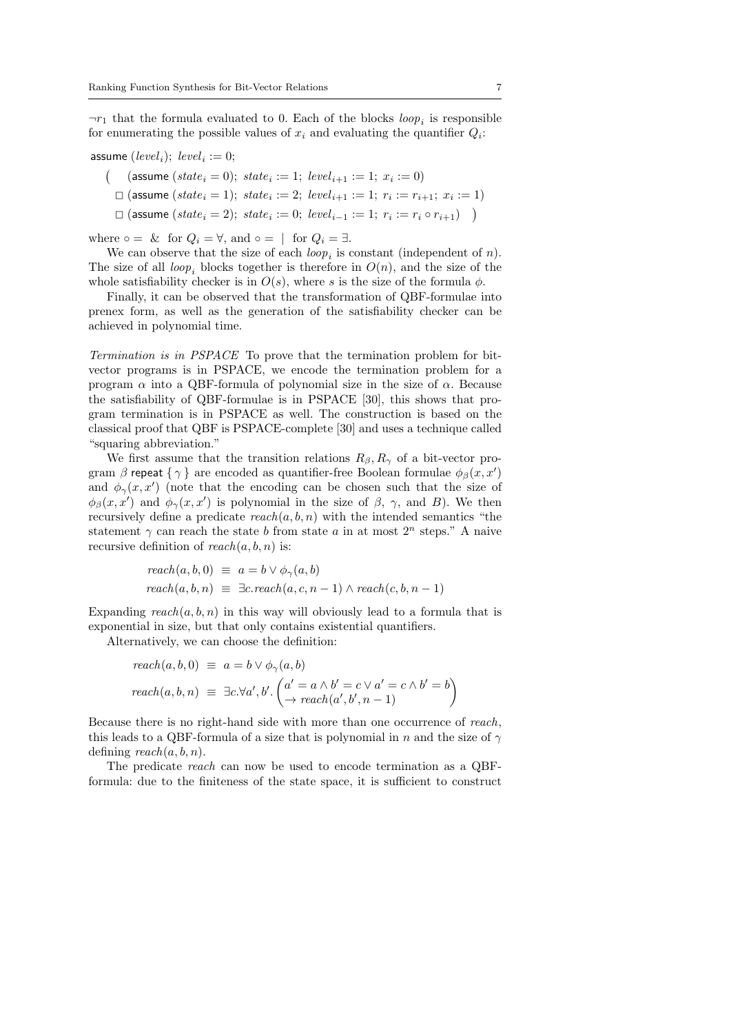$\neg r_1$ that the formula evaluated to 0. Each of the blocks $loop_i$ is responsible for enumerating the possible values of $x_i$ and evaluating the quantifier $Q_i$:

$$
\begin{aligned}
&\textsf{assume}\ (level_i);\ level_i := 0;\\
&\big(\quad (\textsf{assume}\ (state_i = 0);\ state_i := 1;\ level_{i+1} := 1;\ x_i := 0)\\
&\quad \Box\ (\textsf{assume}\ (state_i = 1);\ state_i := 2;\ level_{i+1} := 1;\ r_i := r_{i+1};\ x_i := 1)\\
&\quad \Box\ (\textsf{assume}\ (state_i = 2);\ state_i := 0;\ level_{i-1} := 1;\ r_i := r_i \circ r_{i+1}) \quad \big)
\end{aligned}
$$

where $\circ = \ \&$ for $Q_i = \forall$, and $\circ = \ |$ for $Q_i = \exists$.

We can observe that the size of each $loop_i$ is constant (independent of $n$). The size of all $loop_i$ blocks together is therefore in $O(n)$, and the size of the whole satisfiability checker is in $O(s)$, where $s$ is the size of the formula $\phi$.

Finally, it can be observed that the transformation of QBF-formulae into prenex form, as well as the generation of the satisfiability checker can be achieved in polynomial time.

*Termination is in PSPACE* To prove that the termination problem for bit-vector programs is in PSPACE, we encode the termination problem for a program $\alpha$ into a QBF-formula of polynomial size in the size of $\alpha$. Because the satisfiability of QBF-formulae is in PSPACE [30], this shows that program termination is in PSPACE as well. The construction is based on the classical proof that QBF is PSPACE-complete [30] and uses a technique called "squaring abbreviation."

We first assume that the transition relations $R_\beta, R_\gamma$ of a bit-vector program $\beta$ repeat $\{\,\gamma\,\}$ are encoded as quantifier-free Boolean formulae $\phi_\beta(x, x')$ and $\phi_\gamma(x, x')$ (note that the encoding can be chosen such that the size of $\phi_\beta(x, x')$ and $\phi_\gamma(x, x')$ is polynomial in the size of $\beta$, $\gamma$, and $B$). We then recursively define a predicate $reach(a, b, n)$ with the intended semantics "the statement $\gamma$ can reach the state $b$ from state $a$ in at most $2^n$ steps." A naive recursive definition of $reach(a, b, n)$ is:

$$
\begin{aligned}
reach(a, b, 0) \ &\equiv\ a = b \vee \phi_\gamma(a, b)\\
reach(a, b, n) \ &\equiv\ \exists c. reach(a, c, n-1) \wedge reach(c, b, n-1)
\end{aligned}
$$

Expanding $reach(a, b, n)$ in this way will obviously lead to a formula that is exponential in size, but that only contains existential quantifiers.

Alternatively, we can choose the definition:

$$
\begin{aligned}
reach(a, b, 0) \ &\equiv\ a = b \vee \phi_\gamma(a, b)\\
reach(a, b, n) \ &\equiv\ \exists c. \forall a', b'. \begin{pmatrix} a' = a \wedge b' = c \vee a' = c \wedge b' = b \\ \rightarrow reach(a', b', n-1) \end{pmatrix}
\end{aligned}
$$

Because there is no right-hand side with more than one occurrence of *reach*, this leads to a QBF-formula of a size that is polynomial in $n$ and the size of $\gamma$ defining $reach(a, b, n)$.

The predicate *reach* can now be used to encode termination as a QBF-formula: due to the finiteness of the state space, it is sufficient to construct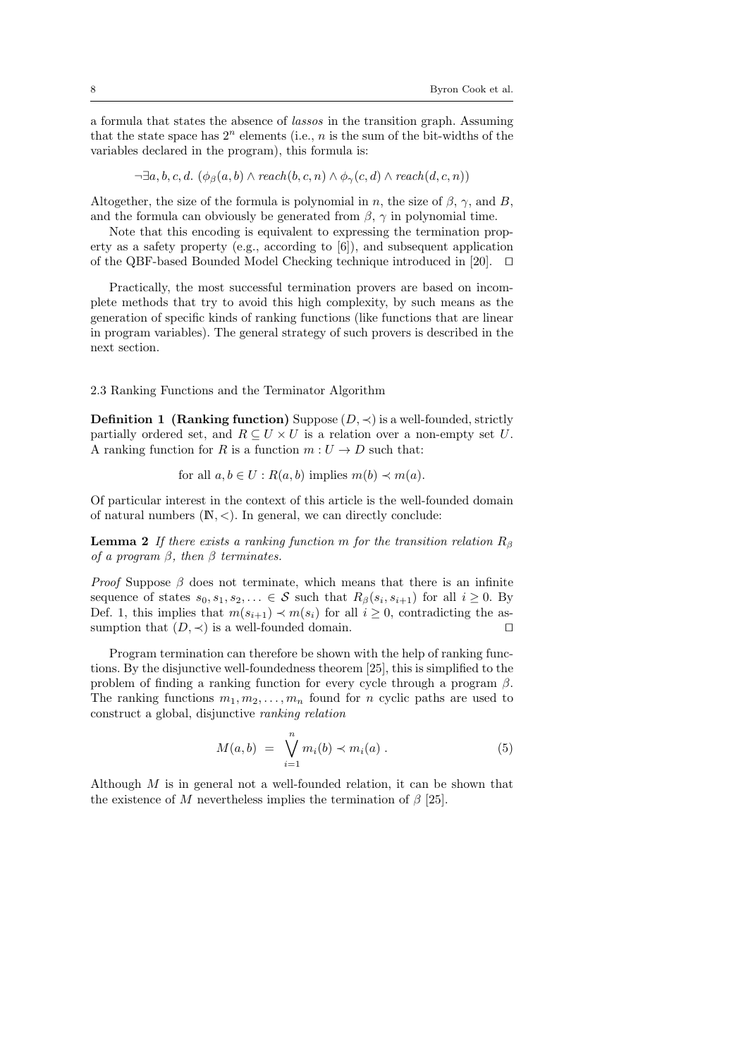a formula that states the absence of *lassos* in the transition graph. Assuming that the state space has $2^n$ elements (i.e., $n$ is the sum of the bit-widths of the variables declared in the program), this formula is:

$$\neg\exists a, b, c, d.\ (\phi_\beta(a, b) \wedge \mathit{reach}(b, c, n) \wedge \phi_\gamma(c, d) \wedge \mathit{reach}(d, c, n))$$

Altogether, the size of the formula is polynomial in $n$, the size of $\beta$, $\gamma$, and $B$, and the formula can obviously be generated from $\beta$, $\gamma$ in polynomial time.

Note that this encoding is equivalent to expressing the termination property as a safety property (e.g., according to [6]), and subsequent application of the QBF-based Bounded Model Checking technique introduced in [20]. ⊓⊔

Practically, the most successful termination provers are based on incomplete methods that try to avoid this high complexity, by such means as the generation of specific kinds of ranking functions (like functions that are linear in program variables). The general strategy of such provers is described in the next section.

### 2.3 Ranking Functions and the Terminator Algorithm

**Definition 1 (Ranking function)** Suppose $(D, \prec)$ is a well-founded, strictly partially ordered set, and $R \subseteq U \times U$ is a relation over a non-empty set $U$. A ranking function for $R$ is a function $m : U \to D$ such that:

$$\text{for all } a, b \in U : R(a, b) \text{ implies } m(b) \prec m(a).$$

Of particular interest in the context of this article is the well-founded domain of natural numbers $(\mathbb{N}, <)$. In general, we can directly conclude:

**Lemma 2** *If there exists a ranking function $m$ for the transition relation $R_\beta$ of a program $\beta$, then $\beta$ terminates.*

*Proof* Suppose $\beta$ does not terminate, which means that there is an infinite sequence of states $s_0, s_1, s_2, \ldots \in \mathcal{S}$ such that $R_\beta(s_i, s_{i+1})$ for all $i \geq 0$. By Def. 1, this implies that $m(s_{i+1}) \prec m(s_i)$ for all $i \geq 0$, contradicting the assumption that $(D, \prec)$ is a well-founded domain. ⊓⊔

Program termination can therefore be shown with the help of ranking functions. By the disjunctive well-foundedness theorem [25], this is simplified to the problem of finding a ranking function for every cycle through a program $\beta$. The ranking functions $m_1, m_2, \ldots, m_n$ found for $n$ cyclic paths are used to construct a global, disjunctive *ranking relation*

$$M(a, b) \;=\; \bigvee_{i=1}^{n} m_i(b) \prec m_i(a)\ . \tag{5}$$

Although $M$ is in general not a well-founded relation, it can be shown that the existence of $M$ nevertheless implies the termination of $\beta$ [25].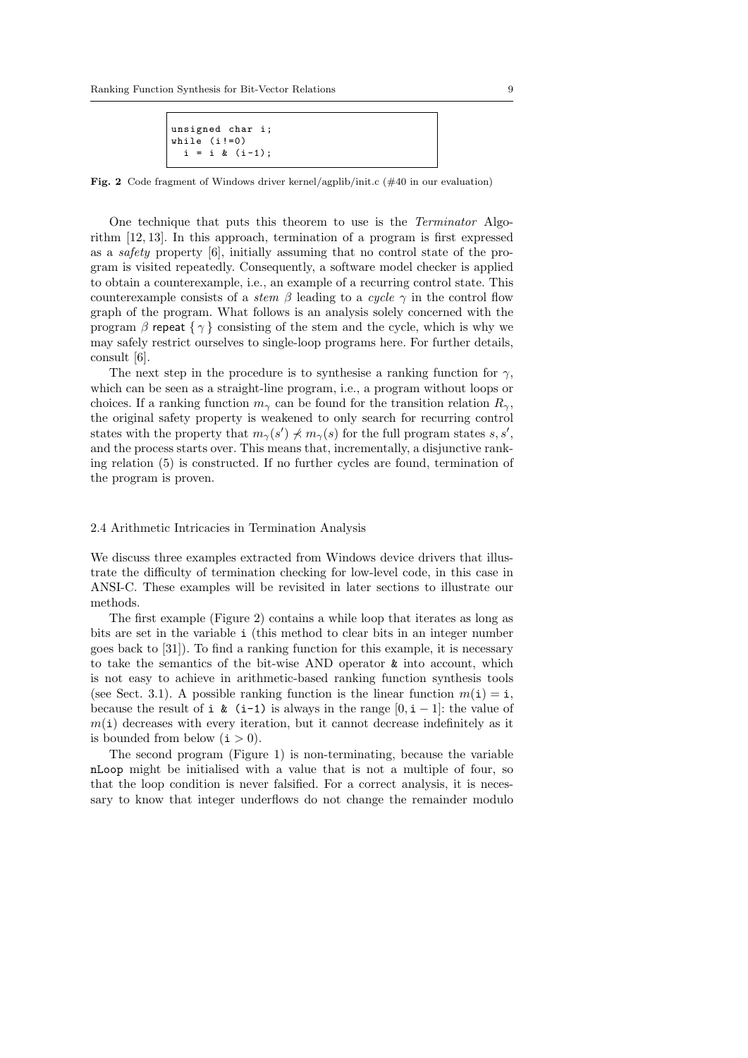```
unsigned char i;
while (i!=0)
  i = i & (i-1);
```

**Fig. 2** Code fragment of Windows driver kernel/agplib/init.c (#40 in our evaluation)

One technique that puts this theorem to use is the *Terminator* Algorithm [12, 13]. In this approach, termination of a program is first expressed as a *safety* property [6], initially assuming that no control state of the program is visited repeatedly. Consequently, a software model checker is applied to obtain a counterexample, i.e., an example of a recurring control state. This counterexample consists of a *stem* $\beta$ leading to a *cycle* $\gamma$ in the control flow graph of the program. What follows is an analysis solely concerned with the program $\beta$ repeat $\{\gamma\}$ consisting of the stem and the cycle, which is why we may safely restrict ourselves to single-loop programs here. For further details, consult [6].

The next step in the procedure is to synthesise a ranking function for $\gamma$, which can be seen as a straight-line program, i.e., a program without loops or choices. If a ranking function $m_\gamma$ can be found for the transition relation $R_\gamma$, the original safety property is weakened to only search for recurring control states with the property that $m_\gamma(s') \nprec m_\gamma(s)$ for the full program states $s, s'$, and the process starts over. This means that, incrementally, a disjunctive ranking relation (5) is constructed. If no further cycles are found, termination of the program is proven.

## 2.4 Arithmetic Intricacies in Termination Analysis

We discuss three examples extracted from Windows device drivers that illustrate the difficulty of termination checking for low-level code, in this case in ANSI-C. These examples will be revisited in later sections to illustrate our methods.

The first example (Figure 2) contains a while loop that iterates as long as bits are set in the variable `i` (this method to clear bits in an integer number goes back to [31]). To find a ranking function for this example, it is necessary to take the semantics of the bit-wise AND operator `&` into account, which is not easy to achieve in arithmetic-based ranking function synthesis tools (see Sect. 3.1). A possible ranking function is the linear function $m(\mathtt{i}) = \mathtt{i}$, because the result of `i & (i-1)` is always in the range $[0, \mathtt{i} - 1]$: the value of $m(\mathtt{i})$ decreases with every iteration, but it cannot decrease indefinitely as it is bounded from below ($\mathtt{i} > 0$).

The second program (Figure 1) is non-terminating, because the variable `nLoop` might be initialised with a value that is not a multiple of four, so that the loop condition is never falsified. For a correct analysis, it is necessary to know that integer underflows do not change the remainder modulo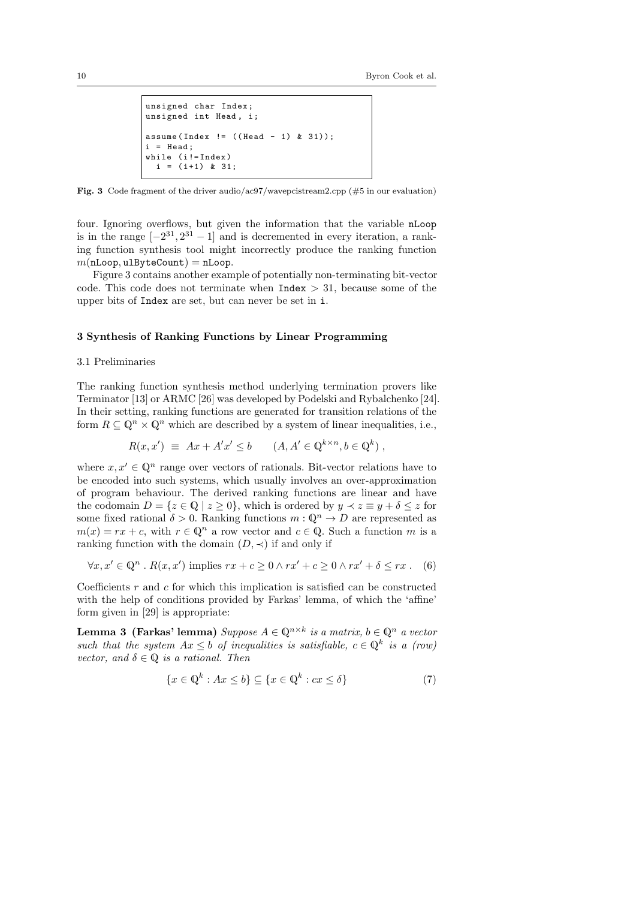```
unsigned char Index;
unsigned int Head, i;

assume(Index != ((Head - 1) & 31));
i = Head;
while (i!=Index)
  i = (i+1) & 31;
```

**Fig. 3** Code fragment of the driver audio/ac97/wavepcistream2.cpp (#5 in our evaluation)

four. Ignoring overflows, but given the information that the variable `nLoop` is in the range $[-2^{31}, 2^{31}-1]$ and is decremented in every iteration, a ranking function synthesis tool might incorrectly produce the ranking function $m(\texttt{nLoop}, \texttt{ulByteCount}) = \texttt{nLoop}$.

Figure 3 contains another example of potentially non-terminating bit-vector code. This code does not terminate when $\texttt{Index} > 31$, because some of the upper bits of `Index` are set, but can never be set in `i`.

## 3 Synthesis of Ranking Functions by Linear Programming

### 3.1 Preliminaries

The ranking function synthesis method underlying termination provers like Terminator [13] or ARMC [26] was developed by Podelski and Rybalchenko [24]. In their setting, ranking functions are generated for transition relations of the form $R \subseteq \mathbb{Q}^n \times \mathbb{Q}^n$ which are described by a system of linear inequalities, i.e.,

$$R(x, x') \equiv Ax + A'x' \leq b \qquad (A, A' \in \mathbb{Q}^{k \times n}, b \in \mathbb{Q}^k),$$

where $x, x' \in \mathbb{Q}^n$ range over vectors of rationals. Bit-vector relations have to be encoded into such systems, which usually involves an over-approximation of program behaviour. The derived ranking functions are linear and have the codomain $D = \{z \in \mathbb{Q} \mid z \geq 0\}$, which is ordered by $y \prec z \equiv y + \delta \leq z$ for some fixed rational $\delta > 0$. Ranking functions $m : \mathbb{Q}^n \to D$ are represented as $m(x) = rx + c$, with $r \in \mathbb{Q}^n$ a row vector and $c \in \mathbb{Q}$. Such a function $m$ is a ranking function with the domain $(D, \prec)$ if and only if

$$\forall x, x' \in \mathbb{Q}^n \,.\, R(x, x') \text{ implies } rx + c \geq 0 \wedge rx' + c \geq 0 \wedge rx' + \delta \leq rx \,. \quad (6)$$

Coefficients $r$ and $c$ for which this implication is satisfied can be constructed with the help of conditions provided by Farkas' lemma, of which the 'affine' form given in [29] is appropriate:

**Lemma 3 (Farkas' lemma)** *Suppose $A \in \mathbb{Q}^{n \times k}$ is a matrix, $b \in \mathbb{Q}^n$ a vector such that the system $Ax \leq b$ of inequalities is satisfiable, $c \in \mathbb{Q}^k$ is a (row) vector, and $\delta \in \mathbb{Q}$ is a rational. Then*

$$\{x \in \mathbb{Q}^k : Ax \leq b\} \subseteq \{x \in \mathbb{Q}^k : cx \leq \delta\} \quad (7)$$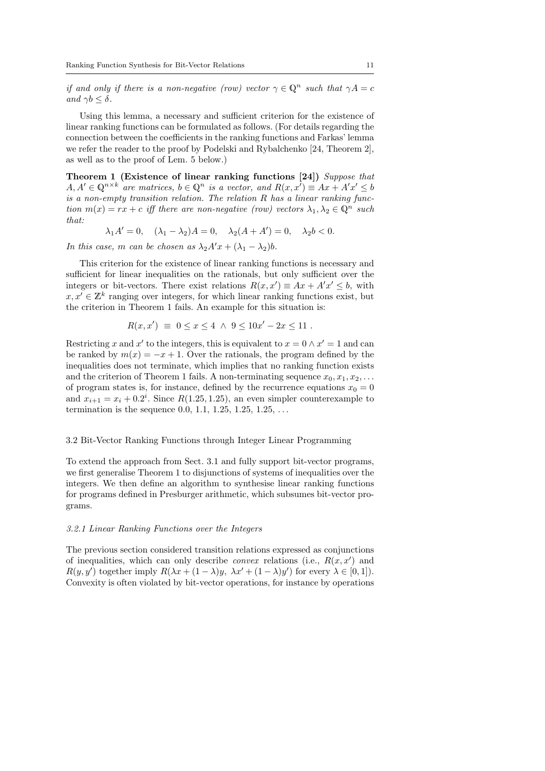*if and only if there is a non-negative (row) vector $\gamma \in \mathbb{Q}^n$ such that $\gamma A = c$ and $\gamma b \leq \delta$.*

Using this lemma, a necessary and sufficient criterion for the existence of linear ranking functions can be formulated as follows. (For details regarding the connection between the coefficients in the ranking functions and Farkas' lemma we refer the reader to the proof by Podelski and Rybalchenko [24, Theorem 2], as well as to the proof of Lem. 5 below.)

**Theorem 1 (Existence of linear ranking functions [24])** *Suppose that $A, A' \in \mathbb{Q}^{n \times k}$ are matrices, $b \in \mathbb{Q}^n$ is a vector, and $R(x, x') \equiv Ax + A'x' \leq b$ is a non-empty transition relation. The relation $R$ has a linear ranking function $m(x) = rx + c$ iff there are non-negative (row) vectors $\lambda_1, \lambda_2 \in \mathbb{Q}^n$ such that:*

$$\lambda_1 A' = 0, \quad (\lambda_1 - \lambda_2)A = 0, \quad \lambda_2(A + A') = 0, \quad \lambda_2 b < 0.$$

*In this case, $m$ can be chosen as $\lambda_2 A' x + (\lambda_1 - \lambda_2)b$.*

This criterion for the existence of linear ranking functions is necessary and sufficient for linear inequalities on the rationals, but only sufficient over the integers or bit-vectors. There exist relations $R(x, x') \equiv Ax + A'x' \leq b$, with $x, x' \in \mathbb{Z}^k$ ranging over integers, for which linear ranking functions exist, but the criterion in Theorem 1 fails. An example for this situation is:

$$R(x, x') \;\equiv\; 0 \leq x \leq 4 \;\wedge\; 9 \leq 10x' - 2x \leq 11 \; .$$

Restricting $x$ and $x'$ to the integers, this is equivalent to $x = 0 \wedge x' = 1$ and can be ranked by $m(x) = -x + 1$. Over the rationals, the program defined by the inequalities does not terminate, which implies that no ranking function exists and the criterion of Theorem 1 fails. A non-terminating sequence $x_0, x_1, x_2, \ldots$ of program states is, for instance, defined by the recurrence equations $x_0 = 0$ and $x_{i+1} = x_i + 0.2^i$. Since $R(1.25, 1.25)$, an even simpler counterexample to termination is the sequence 0.0, 1.1, 1.25, 1.25, 1.25, ...

## 3.2 Bit-Vector Ranking Functions through Integer Linear Programming

To extend the approach from Sect. 3.1 and fully support bit-vector programs, we first generalise Theorem 1 to disjunctions of systems of inequalities over the integers. We then define an algorithm to synthesise linear ranking functions for programs defined in Presburger arithmetic, which subsumes bit-vector programs.

### *3.2.1 Linear Ranking Functions over the Integers*

The previous section considered transition relations expressed as conjunctions of inequalities, which can only describe *convex* relations (i.e., $R(x, x')$ and $R(y, y')$ together imply $R(\lambda x + (1 - \lambda)y,\; \lambda x' + (1 - \lambda)y')$ for every $\lambda \in [0, 1]$). Convexity is often violated by bit-vector operations, for instance by operations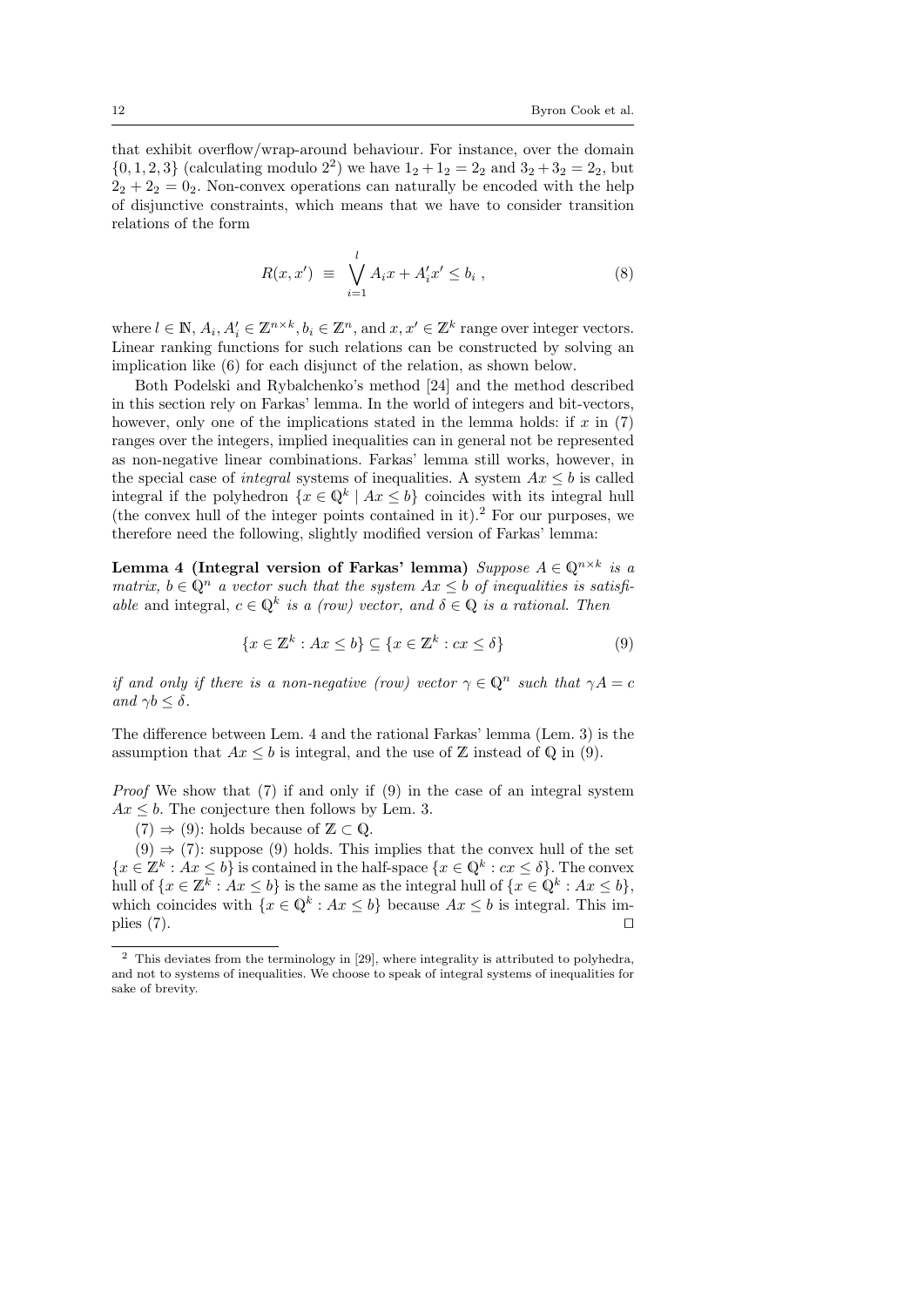that exhibit overflow/wrap-around behaviour. For instance, over the domain $\{0, 1, 2, 3\}$ (calculating modulo $2^2$) we have $1_2 + 1_2 = 2_2$ and $3_2 + 3_2 = 2_2$, but $2_2 + 2_2 = 0_2$. Non-convex operations can naturally be encoded with the help of disjunctive constraints, which means that we have to consider transition relations of the form

$$R(x, x') \equiv \bigvee_{i=1}^{l} A_i x + A'_i x' \leq b_i \;, \tag{8}$$

where $l \in \mathbb{N}$, $A_i, A'_i \in \mathbb{Z}^{n \times k}$, $b_i \in \mathbb{Z}^n$, and $x, x' \in \mathbb{Z}^k$ range over integer vectors. Linear ranking functions for such relations can be constructed by solving an implication like (6) for each disjunct of the relation, as shown below.

Both Podelski and Rybalchenko's method [24] and the method described in this section rely on Farkas' lemma. In the world of integers and bit-vectors, however, only one of the implications stated in the lemma holds: if $x$ in (7) ranges over the integers, implied inequalities can in general not be represented as non-negative linear combinations. Farkas' lemma still works, however, in the special case of *integral* systems of inequalities. A system $Ax \leq b$ is called integral if the polyhedron $\{x \in \mathbb{Q}^k \mid Ax \leq b\}$ coincides with its integral hull (the convex hull of the integer points contained in it).[2] For our purposes, we therefore need the following, slightly modified version of Farkas' lemma:

**Lemma 4 (Integral version of Farkas' lemma)** *Suppose $A \in \mathbb{Q}^{n \times k}$ is a matrix, $b \in \mathbb{Q}^n$ a vector such that the system $Ax \leq b$ of inequalities is satisfiable* and integral, *$c \in \mathbb{Q}^k$ is a (row) vector, and $\delta \in \mathbb{Q}$ is a rational. Then*

$$\{x \in \mathbb{Z}^k : Ax \leq b\} \subseteq \{x \in \mathbb{Z}^k : cx \leq \delta\} \tag{9}$$

*if and only if there is a non-negative (row) vector $\gamma \in \mathbb{Q}^n$ such that $\gamma A = c$ and $\gamma b \leq \delta$.*

The difference between Lem. 4 and the rational Farkas' lemma (Lem. 3) is the assumption that $Ax \leq b$ is integral, and the use of $\mathbb{Z}$ instead of $\mathbb{Q}$ in (9).

*Proof* We show that (7) if and only if (9) in the case of an integral system $Ax \leq b$. The conjecture then follows by Lem. 3.

(7) $\Rightarrow$ (9): holds because of $\mathbb{Z} \subset \mathbb{Q}$.

(9) $\Rightarrow$ (7): suppose (9) holds. This implies that the convex hull of the set $\{x \in \mathbb{Z}^k : Ax \leq b\}$ is contained in the half-space $\{x \in \mathbb{Q}^k : cx \leq \delta\}$. The convex hull of $\{x \in \mathbb{Z}^k : Ax \leq b\}$ is the same as the integral hull of $\{x \in \mathbb{Q}^k : Ax \leq b\}$, which coincides with $\{x \in \mathbb{Q}^k : Ax \leq b\}$ because $Ax \leq b$ is integral. This implies (7). ⊓⊔

[2] This deviates from the terminology in [29], where integrality is attributed to polyhedra, and not to systems of inequalities. We choose to speak of integral systems of inequalities for sake of brevity.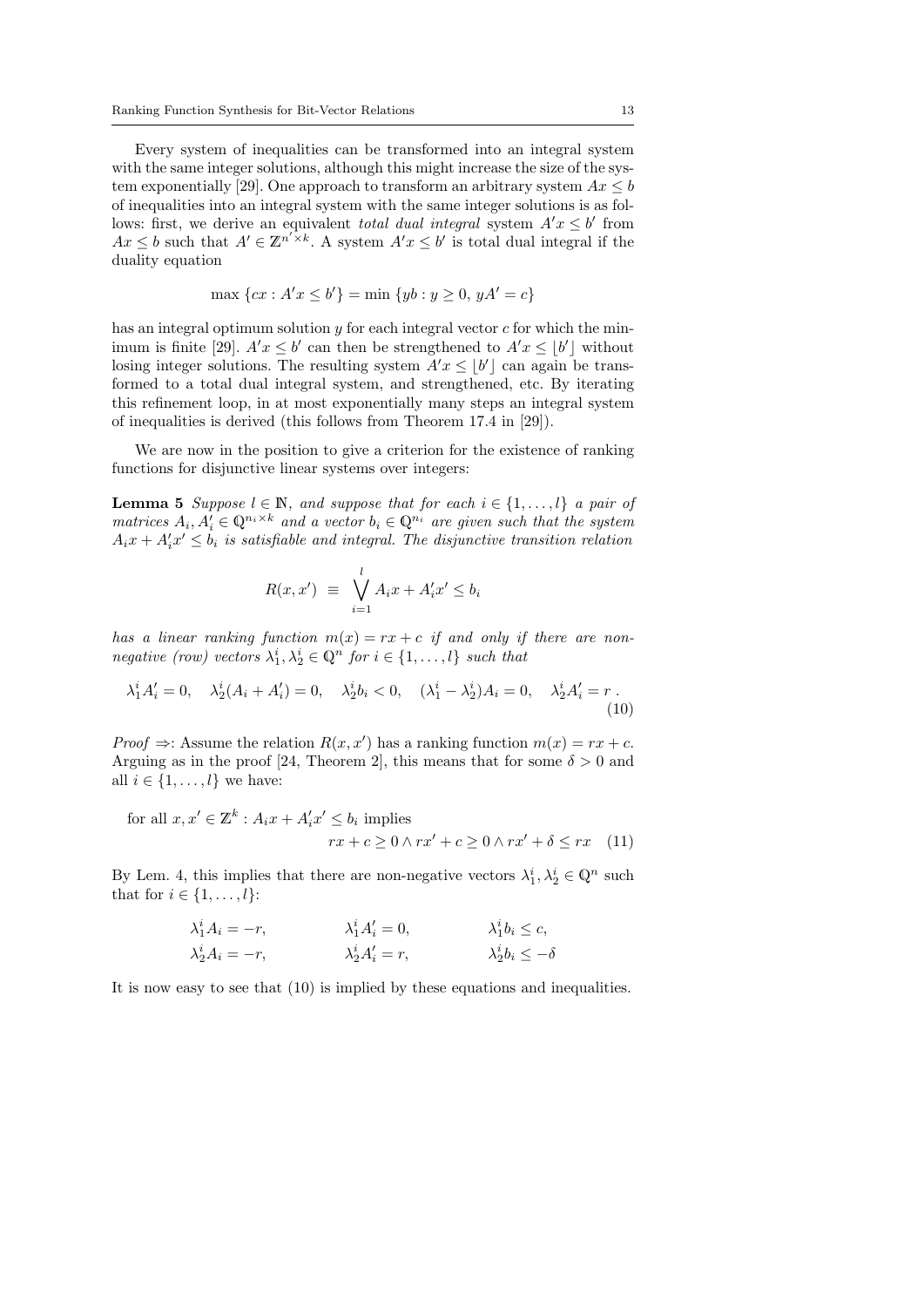Every system of inequalities can be transformed into an integral system with the same integer solutions, although this might increase the size of the system exponentially [29]. One approach to transform an arbitrary system $Ax \leq b$ of inequalities into an integral system with the same integer solutions is as follows: first, we derive an equivalent *total dual integral* system $A'x \leq b'$ from $Ax \leq b$ such that $A' \in \mathbb{Z}^{n' \times k}$. A system $A'x \leq b'$ is total dual integral if the duality equation

$$\max \{cx : A'x \leq b'\} = \min \{yb : y \geq 0,\, yA' = c\}$$

has an integral optimum solution $y$ for each integral vector $c$ for which the minimum is finite [29]. $A'x \leq b'$ can then be strengthened to $A'x \leq \lfloor b' \rfloor$ without losing integer solutions. The resulting system $A'x \leq \lfloor b' \rfloor$ can again be transformed to a total dual integral system, and strengthened, etc. By iterating this refinement loop, in at most exponentially many steps an integral system of inequalities is derived (this follows from Theorem 17.4 in [29]).

We are now in the position to give a criterion for the existence of ranking functions for disjunctive linear systems over integers:

**Lemma 5** *Suppose $l \in \mathbb{N}$, and suppose that for each $i \in \{1, \ldots, l\}$ a pair of matrices $A_i, A'_i \in \mathbb{Q}^{n_i \times k}$ and a vector $b_i \in \mathbb{Q}^{n_i}$ are given such that the system $A_i x + A'_i x' \leq b_i$ is satisfiable and integral. The disjunctive transition relation*

$$R(x, x') \;\equiv\; \bigvee_{i=1}^{l} A_i x + A'_i x' \leq b_i$$

*has a linear ranking function $m(x) = rx + c$ if and only if there are non-negative (row) vectors $\lambda_1^i, \lambda_2^i \in \mathbb{Q}^n$ for $i \in \{1, \ldots, l\}$ such that*

$$\lambda_1^i A'_i = 0, \quad \lambda_2^i (A_i + A'_i) = 0, \quad \lambda_2^i b_i < 0, \quad (\lambda_1^i - \lambda_2^i) A_i = 0, \quad \lambda_2^i A'_i = r\,. \tag{10}$$

*Proof* $\Rightarrow$: Assume the relation $R(x, x')$ has a ranking function $m(x) = rx + c$. Arguing as in the proof [24, Theorem 2], this means that for some $\delta > 0$ and all $i \in \{1, \ldots, l\}$ we have:

$$\text{for all } x, x' \in \mathbb{Z}^k : A_i x + A'_i x' \leq b_i \text{ implies} \qquad\qquad rx + c \geq 0 \wedge rx' + c \geq 0 \wedge rx' + \delta \leq rx \tag{11}$$

By Lem. 4, this implies that there are non-negative vectors $\lambda_1^i, \lambda_2^i \in \mathbb{Q}^n$ such that for $i \in \{1, \ldots, l\}$:

$$\begin{aligned}
&\lambda_1^i A_i = -r, \qquad && \lambda_1^i A'_i = 0, \qquad && \lambda_1^i b_i \leq c, \\
&\lambda_2^i A_i = -r, \qquad && \lambda_2^i A'_i = r, \qquad && \lambda_2^i b_i \leq -\delta
\end{aligned}$$

It is now easy to see that (10) is implied by these equations and inequalities.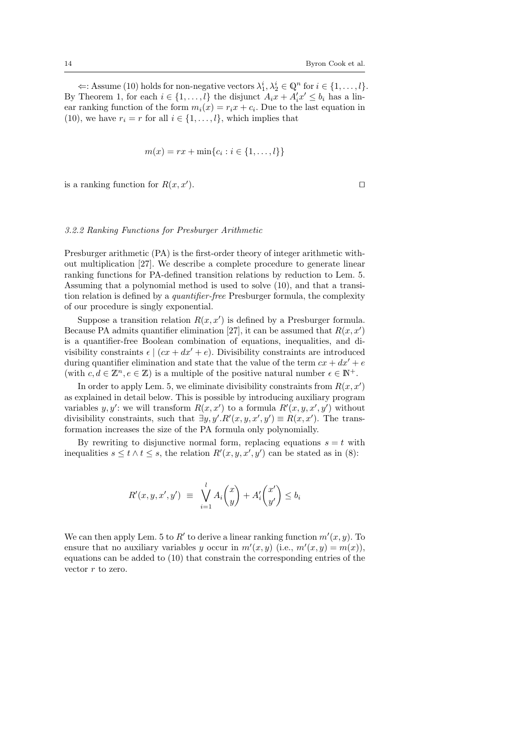$\Leftarrow$: Assume (10) holds for non-negative vectors $\lambda_1^i, \lambda_2^i \in \mathbb{Q}^n$ for $i \in \{1, \ldots, l\}$. By Theorem 1, for each $i \in \{1, \ldots, l\}$ the disjunct $A_i x + A_i' x' \leq b_i$ has a linear ranking function of the form $m_i(x) = r_i x + c_i$. Due to the last equation in (10), we have $r_i = r$ for all $i \in \{1, \ldots, l\}$, which implies that

$$m(x) = rx + \min\{c_i : i \in \{1, \ldots, l\}\}$$

is a ranking function for $R(x, x')$. $\square$

#### 3.2.2 Ranking Functions for Presburger Arithmetic

Presburger arithmetic (PA) is the first-order theory of integer arithmetic without multiplication [27]. We describe a complete procedure to generate linear ranking functions for PA-defined transition relations by reduction to Lem. 5. Assuming that a polynomial method is used to solve (10), and that a transition relation is defined by a *quantifier-free* Presburger formula, the complexity of our procedure is singly exponential.

Suppose a transition relation $R(x, x')$ is defined by a Presburger formula. Because PA admits quantifier elimination [27], it can be assumed that $R(x, x')$ is a quantifier-free Boolean combination of equations, inequalities, and divisibility constraints $\epsilon \mid (cx + dx' + e)$. Divisibility constraints are introduced during quantifier elimination and state that the value of the term $cx + dx' + e$ (with $c, d \in \mathbb{Z}^n, e \in \mathbb{Z}$) is a multiple of the positive natural number $\epsilon \in \mathbb{N}^+$.

In order to apply Lem. 5, we eliminate divisibility constraints from $R(x, x')$ as explained in detail below. This is possible by introducing auxiliary program variables $y, y'$: we will transform $R(x, x')$ to a formula $R'(x, y, x', y')$ without divisibility constraints, such that $\exists y, y'. R'(x, y, x', y') \equiv R(x, x')$. The transformation increases the size of the PA formula only polynomially.

By rewriting to disjunctive normal form, replacing equations $s = t$ with inequalities $s \leq t \wedge t \leq s$, the relation $R'(x, y, x', y')$ can be stated as in (8):

$$R'(x, y, x', y') \;\equiv\; \bigvee_{i=1}^{l} A_i \begin{pmatrix} x \\ y \end{pmatrix} + A_i' \begin{pmatrix} x' \\ y' \end{pmatrix} \leq b_i$$

We can then apply Lem. 5 to $R'$ to derive a linear ranking function $m'(x, y)$. To ensure that no auxiliary variables $y$ occur in $m'(x, y)$ (i.e., $m'(x, y) = m(x)$), equations can be added to (10) that constrain the corresponding entries of the vector $r$ to zero.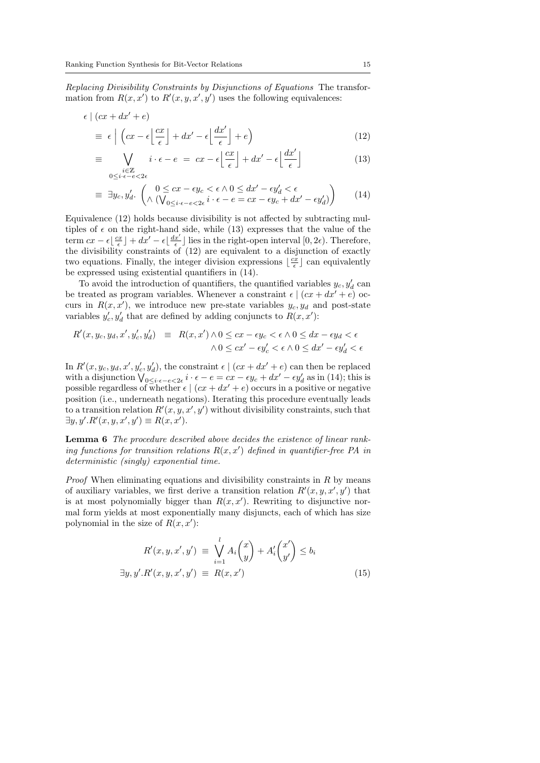*Replacing Divisibility Constraints by Disjunctions of Equations* The transformation from $R(x, x')$ to $R'(x, y, x', y')$ uses the following equivalences:

$$
\begin{aligned}
&\epsilon \mid (cx + dx' + e) \\
&\equiv\ \epsilon \;\Big|\; \Big(cx - \epsilon\Big\lfloor \frac{cx}{\epsilon} \Big\rfloor + dx' - \epsilon\Big\lfloor \frac{dx'}{\epsilon} \Big\rfloor + e\Big) \qquad (12) \\
&\equiv\ \bigvee_{\substack{i \in \mathbb{Z} \\ 0 \le i \cdot \epsilon - e < 2\epsilon}} i \cdot \epsilon - e \;=\; cx - \epsilon\Big\lfloor \frac{cx}{\epsilon} \Big\rfloor + dx' - \epsilon\Big\lfloor \frac{dx'}{\epsilon} \Big\rfloor \qquad (13) \\
&\equiv\ \exists y_c, y'_d.\ \begin{pmatrix} 0 \le cx - \epsilon y_c < \epsilon \wedge 0 \le dx' - \epsilon y'_d < \epsilon \\ \wedge\ (\bigvee_{0 \le i \cdot \epsilon - e < 2\epsilon} i \cdot \epsilon - e = cx - \epsilon y_c + dx' - \epsilon y'_d) \end{pmatrix} \qquad (14)
\end{aligned}
$$

Equivalence (12) holds because divisibility is not affected by subtracting multiples of $\epsilon$ on the right-hand side, while (13) expresses that the value of the term $cx - \epsilon\lfloor \frac{cx}{\epsilon} \rfloor + dx' - \epsilon\lfloor \frac{dx'}{\epsilon} \rfloor$ lies in the right-open interval $[0, 2\epsilon)$. Therefore, the divisibility constraints of (12) are equivalent to a disjunction of exactly two equations. Finally, the integer division expressions $\lfloor \frac{cx}{\epsilon} \rfloor$ can equivalently be expressed using existential quantifiers in (14).

To avoid the introduction of quantifiers, the quantified variables $y_c, y'_d$ can be treated as program variables. Whenever a constraint $\epsilon \mid (cx + dx' + e)$ occurs in $R(x, x')$, we introduce new pre-state variables $y_c, y_d$ and post-state variables $y'_c, y'_d$ that are defined by adding conjuncts to $R(x, x')$:

$$
\begin{aligned}
R'(x, y_c, y_d, x', y'_c, y'_d) \ \equiv\ & R(x, x') \wedge 0 \le cx - \epsilon y_c < \epsilon \wedge 0 \le dx - \epsilon y_d < \epsilon \\
& \wedge 0 \le cx' - \epsilon y'_c < \epsilon \wedge 0 \le dx' - \epsilon y'_d < \epsilon
\end{aligned}
$$

In $R'(x, y_c, y_d, x', y'_c, y'_d)$, the constraint $\epsilon \mid (cx + dx' + e)$ can then be replaced with a disjunction $\bigvee_{0 \le i \cdot \epsilon - e < 2\epsilon} i \cdot \epsilon - e = cx - \epsilon y_c + dx' - \epsilon y'_d$ as in (14); this is possible regardless of whether $\epsilon \mid (cx + dx' + e)$ occurs in a positive or negative position (i.e., underneath negations). Iterating this procedure eventually leads to a transition relation $R'(x, y, x', y')$ without divisibility constraints, such that $\exists y, y'. R'(x, y, x', y') \equiv R(x, x')$.

**Lemma 6** *The procedure described above decides the existence of linear ranking functions for transition relations $R(x, x')$ defined in quantifier-free PA in deterministic (singly) exponential time.*

*Proof* When eliminating equations and divisibility constraints in $R$ by means of auxiliary variables, we first derive a transition relation $R'(x, y, x', y')$ that is at most polynomially bigger than $R(x, x')$. Rewriting to disjunctive normal form yields at most exponentially many disjuncts, each of which has size polynomial in the size of $R(x, x')$:

$$
\begin{aligned}
R'(x, y, x', y') \ &\equiv\ \bigvee_{i=1}^{l} A_i \begin{pmatrix} x \\ y \end{pmatrix} + A'_i \begin{pmatrix} x' \\ y' \end{pmatrix} \le b_i \\
\exists y, y'. R'(x, y, x', y') \ &\equiv\ R(x, x') \qquad (15)
\end{aligned}
$$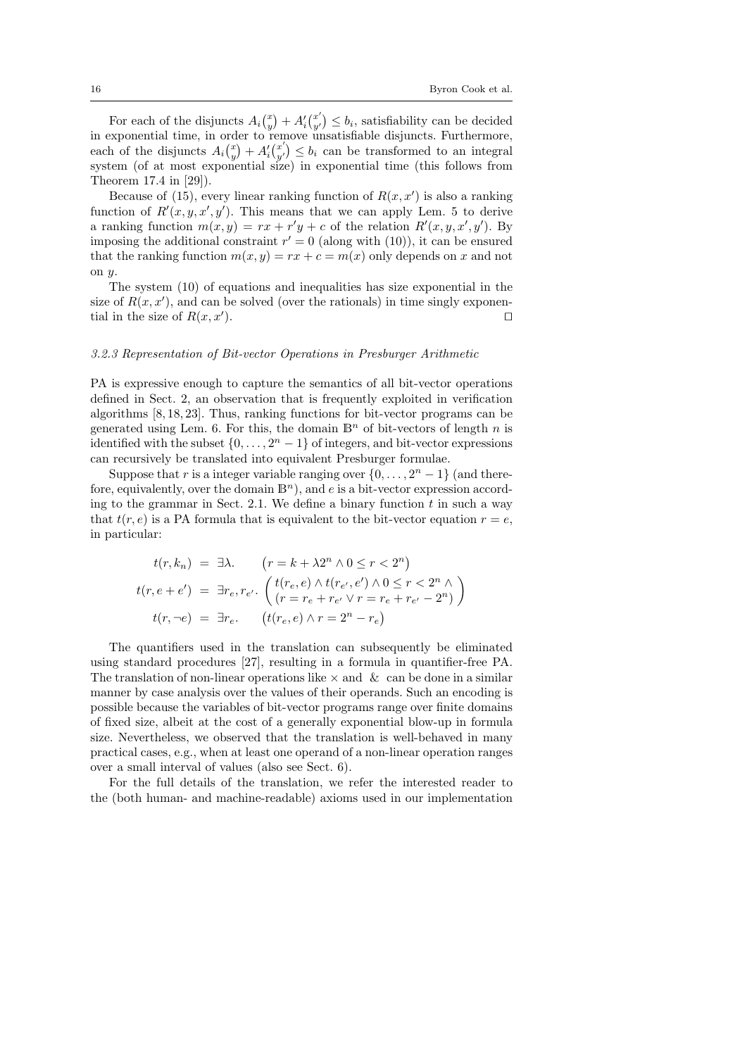For each of the disjuncts $A_i\binom{x}{y} + A'_i\binom{x'}{y'} \leq b_i$, satisfiability can be decided in exponential time, in order to remove unsatisfiable disjuncts. Furthermore, each of the disjuncts $A_i\binom{x}{y} + A'_i\binom{x'}{y'} \leq b_i$ can be transformed to an integral system (of at most exponential size) in exponential time (this follows from Theorem 17.4 in [29]).

Because of (15), every linear ranking function of $R(x, x')$ is also a ranking function of $R'(x, y, x', y')$. This means that we can apply Lem. 5 to derive a ranking function $m(x, y) = rx + r'y + c$ of the relation $R'(x, y, x', y')$. By imposing the additional constraint $r' = 0$ (along with (10)), it can be ensured that the ranking function $m(x, y) = rx + c = m(x)$ only depends on $x$ and not on $y$.

The system (10) of equations and inequalities has size exponential in the size of $R(x, x')$, and can be solved (over the rationals) in time singly exponential in the size of $R(x, x')$. $\square$

### 3.2.3 Representation of Bit-vector Operations in Presburger Arithmetic

PA is expressive enough to capture the semantics of all bit-vector operations defined in Sect. 2, an observation that is frequently exploited in verification algorithms [8, 18, 23]. Thus, ranking functions for bit-vector programs can be generated using Lem. 6. For this, the domain $\mathbb{B}^n$ of bit-vectors of length $n$ is identified with the subset $\{0, \ldots, 2^n - 1\}$ of integers, and bit-vector expressions can recursively be translated into equivalent Presburger formulae.

Suppose that $r$ is a integer variable ranging over $\{0, \ldots, 2^n - 1\}$ (and therefore, equivalently, over the domain $\mathbb{B}^n$), and $e$ is a bit-vector expression according to the grammar in Sect. 2.1. We define a binary function $t$ in such a way that $t(r, e)$ is a PA formula that is equivalent to the bit-vector equation $r = e$, in particular:

$$
\begin{aligned}
t(r, k_n) &= \exists \lambda. \quad \big(r = k + \lambda 2^n \wedge 0 \leq r < 2^n\big) \\
t(r, e + e') &= \exists r_e, r_{e'}. \begin{pmatrix} t(r_e, e) \wedge t(r_{e'}, e') \wedge 0 \leq r < 2^n \wedge \\ (r = r_e + r_{e'} \vee r = r_e + r_{e'} - 2^n) \end{pmatrix} \\
t(r, \neg e) &= \exists r_e. \quad \big(t(r_e, e) \wedge r = 2^n - r_e\big)
\end{aligned}
$$

The quantifiers used in the translation can subsequently be eliminated using standard procedures [27], resulting in a formula in quantifier-free PA. The translation of non-linear operations like $\times$ and $\&$ can be done in a similar manner by case analysis over the values of their operands. Such an encoding is possible because the variables of bit-vector programs range over finite domains of fixed size, albeit at the cost of a generally exponential blow-up in formula size. Nevertheless, we observed that the translation is well-behaved in many practical cases, e.g., when at least one operand of a non-linear operation ranges over a small interval of values (also see Sect. 6).

For the full details of the translation, we refer the interested reader to the (both human- and machine-readable) axioms used in our implementation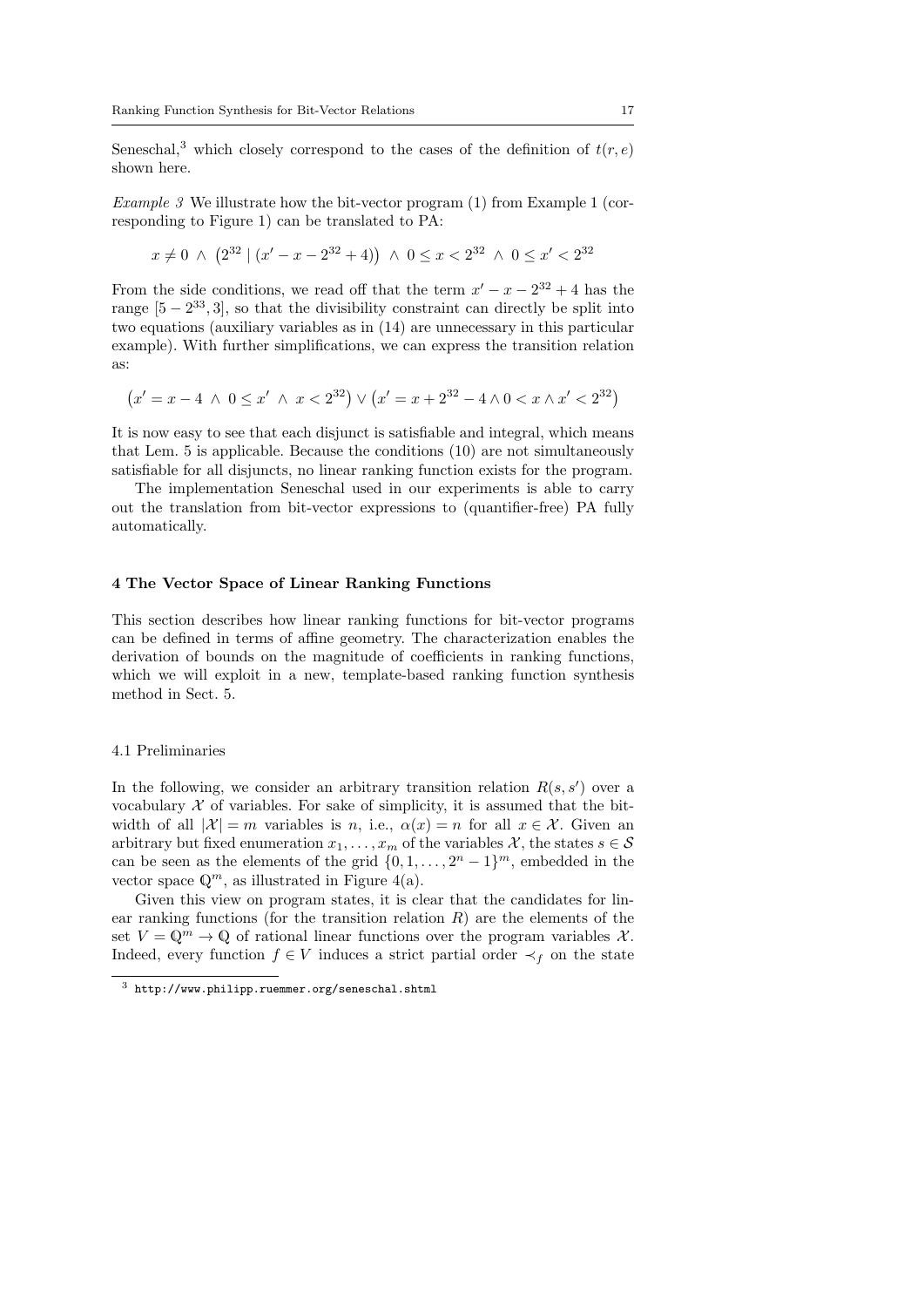Seneschal,[3] which closely correspond to the cases of the definition of $t(r, e)$ shown here.

*Example 3* We illustrate how the bit-vector program (1) from Example 1 (corresponding to Figure 1) can be translated to PA:

$$x \neq 0 \;\wedge\; \left(2^{32} \mid (x' - x - 2^{32} + 4)\right) \;\wedge\; 0 \leq x < 2^{32} \;\wedge\; 0 \leq x' < 2^{32}$$

From the side conditions, we read off that the term $x' - x - 2^{32} + 4$ has the range $[5 - 2^{33}, 3]$, so that the divisibility constraint can directly be split into two equations (auxiliary variables as in (14) are unnecessary in this particular example). With further simplifications, we can express the transition relation as:

$$\left(x' = x - 4 \;\wedge\; 0 \leq x' \;\wedge\; x < 2^{32}\right) \vee \left(x' = x + 2^{32} - 4 \wedge 0 < x \wedge x' < 2^{32}\right)$$

It is now easy to see that each disjunct is satisfiable and integral, which means that Lem. 5 is applicable. Because the conditions (10) are not simultaneously satisfiable for all disjuncts, no linear ranking function exists for the program.

The implementation Seneschal used in our experiments is able to carry out the translation from bit-vector expressions to (quantifier-free) PA fully automatically.

## 4 The Vector Space of Linear Ranking Functions

This section describes how linear ranking functions for bit-vector programs can be defined in terms of affine geometry. The characterization enables the derivation of bounds on the magnitude of coefficients in ranking functions, which we will exploit in a new, template-based ranking function synthesis method in Sect. 5.

### 4.1 Preliminaries

In the following, we consider an arbitrary transition relation $R(s, s')$ over a vocabulary $\mathcal{X}$ of variables. For sake of simplicity, it is assumed that the bit-width of all $|\mathcal{X}| = m$ variables is $n$, i.e., $\alpha(x) = n$ for all $x \in \mathcal{X}$. Given an arbitrary but fixed enumeration $x_1, \ldots, x_m$ of the variables $\mathcal{X}$, the states $s \in \mathcal{S}$ can be seen as the elements of the grid $\{0, 1, \ldots, 2^n - 1\}^m$, embedded in the vector space $\mathbb{Q}^m$, as illustrated in Figure 4(a).

Given this view on program states, it is clear that the candidates for linear ranking functions (for the transition relation $R$) are the elements of the set $V = \mathbb{Q}^m \to \mathbb{Q}$ of rational linear functions over the program variables $\mathcal{X}$. Indeed, every function $f \in V$ induces a strict partial order $\prec_f$ on the state

[3] http://www.philipp.ruemmer.org/seneschal.shtml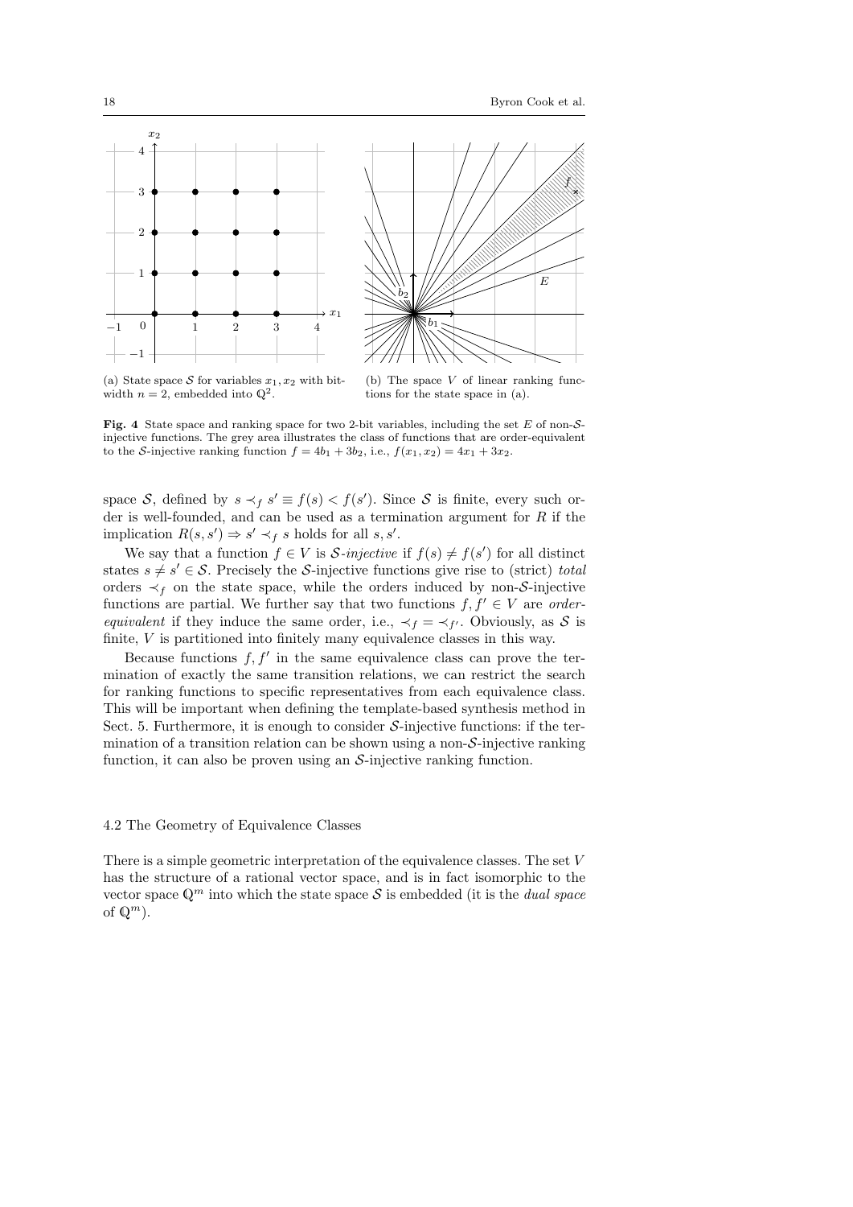(a) State space $\mathcal{S}$ for variables $x_1, x_2$ with bit-width $n = 2$, embedded into $\mathbb{Q}^2$.

(b) The space $V$ of linear ranking functions for the state space in (a).

**Fig. 4** State space and ranking space for two 2-bit variables, including the set $E$ of non-$\mathcal{S}$-injective functions. The grey area illustrates the class of functions that are order-equivalent to the $\mathcal{S}$-injective ranking function $f = 4b_1 + 3b_2$, i.e., $f(x_1, x_2) = 4x_1 + 3x_2$.

space $\mathcal{S}$, defined by $s \prec_f s' \equiv f(s) < f(s')$. Since $\mathcal{S}$ is finite, every such order is well-founded, and can be used as a termination argument for $R$ if the implication $R(s, s') \Rightarrow s' \prec_f s$ holds for all $s, s'$.

We say that a function $f \in V$ is *$\mathcal{S}$-injective* if $f(s) \neq f(s')$ for all distinct states $s \neq s' \in \mathcal{S}$. Precisely the $\mathcal{S}$-injective functions give rise to (strict) *total* orders $\prec_f$ on the state space, while the orders induced by non-$\mathcal{S}$-injective functions are partial. We further say that two functions $f, f' \in V$ are *order-equivalent* if they induce the same order, i.e., $\prec_f = \prec_{f'}$. Obviously, as $\mathcal{S}$ is finite, $V$ is partitioned into finitely many equivalence classes in this way.

Because functions $f, f'$ in the same equivalence class can prove the termination of exactly the same transition relations, we can restrict the search for ranking functions to specific representatives from each equivalence class. This will be important when defining the template-based synthesis method in Sect. 5. Furthermore, it is enough to consider $\mathcal{S}$-injective functions: if the termination of a transition relation can be shown using a non-$\mathcal{S}$-injective ranking function, it can also be proven using an $\mathcal{S}$-injective ranking function.

### 4.2 The Geometry of Equivalence Classes

There is a simple geometric interpretation of the equivalence classes. The set $V$ has the structure of a rational vector space, and is in fact isomorphic to the vector space $\mathbb{Q}^m$ into which the state space $\mathcal{S}$ is embedded (it is the *dual space* of $\mathbb{Q}^m$).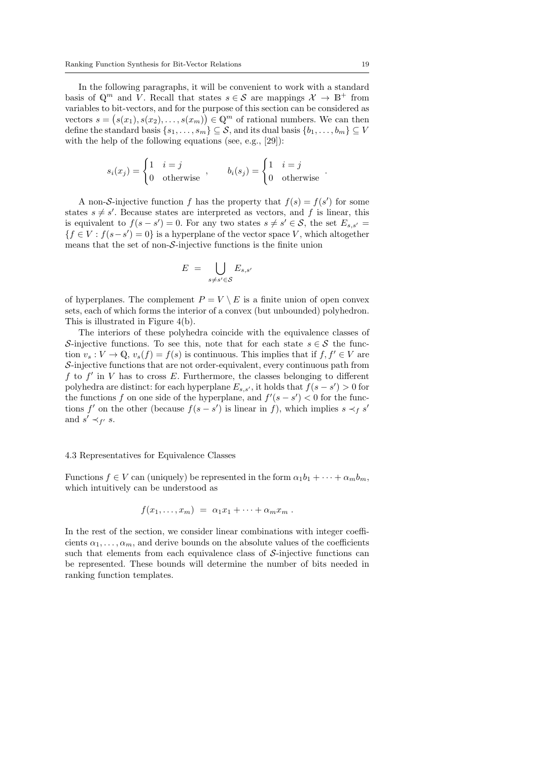In the following paragraphs, it will be convenient to work with a standard basis of $\mathbb{Q}^m$ and $V$. Recall that states $s \in \mathcal{S}$ are mappings $\mathcal{X} \to \mathbb{B}^+$ from variables to bit-vectors, and for the purpose of this section can be considered as vectors $s = (s(x_1), s(x_2), \ldots, s(x_m)) \in \mathbb{Q}^m$ of rational numbers. We can then define the standard basis $\{s_1, \ldots, s_m\} \subseteq \mathcal{S}$, and its dual basis $\{b_1, \ldots, b_m\} \subseteq V$ with the help of the following equations (see, e.g., [29]):

$$s_i(x_j) = \begin{cases} 1 & i = j \\ 0 & \text{otherwise} \end{cases} , \qquad b_i(s_j) = \begin{cases} 1 & i = j \\ 0 & \text{otherwise} \end{cases} .$$

A non-$\mathcal{S}$-injective function $f$ has the property that $f(s) = f(s')$ for some states $s \neq s'$. Because states are interpreted as vectors, and $f$ is linear, this is equivalent to $f(s - s') = 0$. For any two states $s \neq s' \in \mathcal{S}$, the set $E_{s,s'} = \{f \in V : f(s - s') = 0\}$ is a hyperplane of the vector space $V$, which altogether means that the set of non-$\mathcal{S}$-injective functions is the finite union

$$E \;=\; \bigcup_{s \neq s' \in \mathcal{S}} E_{s,s'}$$

of hyperplanes. The complement $P = V \setminus E$ is a finite union of open convex sets, each of which forms the interior of a convex (but unbounded) polyhedron. This is illustrated in Figure 4(b).

The interiors of these polyhedra coincide with the equivalence classes of $\mathcal{S}$-injective functions. To see this, note that for each state $s \in \mathcal{S}$ the function $v_s : V \to \mathbb{Q}$, $v_s(f) = f(s)$ is continuous. This implies that if $f, f' \in V$ are $\mathcal{S}$-injective functions that are not order-equivalent, every continuous path from $f$ to $f'$ in $V$ has to cross $E$. Furthermore, the classes belonging to different polyhedra are distinct: for each hyperplane $E_{s,s'}$, it holds that $f(s - s') > 0$ for the functions $f$ on one side of the hyperplane, and $f'(s - s') < 0$ for the functions $f'$ on the other (because $f(s - s')$ is linear in $f$), which implies $s \prec_f s'$ and $s' \prec_{f'} s$.

### 4.3 Representatives for Equivalence Classes

Functions $f \in V$ can (uniquely) be represented in the form $\alpha_1 b_1 + \cdots + \alpha_m b_m$, which intuitively can be understood as

$$f(x_1, \ldots, x_m) \;=\; \alpha_1 x_1 + \cdots + \alpha_m x_m \,.$$

In the rest of the section, we consider linear combinations with integer coefficients $\alpha_1, \ldots, \alpha_m$, and derive bounds on the absolute values of the coefficients such that elements from each equivalence class of $\mathcal{S}$-injective functions can be represented. These bounds will determine the number of bits needed in ranking function templates.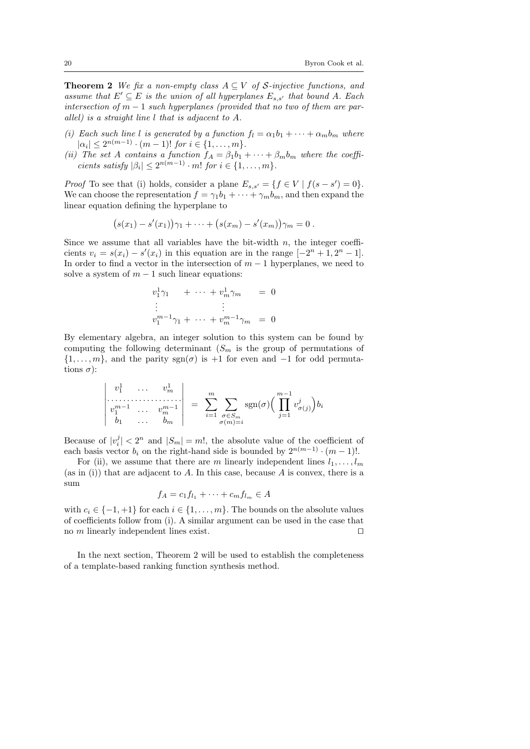**Theorem 2** *We fix a non-empty class $A \subseteq V$ of $\mathcal{S}$-injective functions, and assume that $E' \subseteq E$ is the union of all hyperplanes $E_{s,s'}$ that bound $A$. Each intersection of $m-1$ such hyperplanes (provided that no two of them are parallel) is a straight line $l$ that is adjacent to $A$.*

*(i) Each such line $l$ is generated by a function $f_l = \alpha_1 b_1 + \cdots + \alpha_m b_m$ where $|\alpha_i| \leq 2^{n(m-1)} \cdot (m-1)!$ for $i \in \{1, \ldots, m\}$.*

*(ii) The set $A$ contains a function $f_A = \beta_1 b_1 + \cdots + \beta_m b_m$ where the coefficients satisfy $|\beta_i| \leq 2^{n(m-1)} \cdot m!$ for $i \in \{1, \ldots, m\}$.*

*Proof* To see that (i) holds, consider a plane $E_{s,s'} = \{f \in V \mid f(s - s') = 0\}$. We can choose the representation $f = \gamma_1 b_1 + \cdots + \gamma_m b_m$, and then expand the linear equation defining the hyperplane to

$$\big(s(x_1) - s'(x_1)\big)\gamma_1 + \cdots + \big(s(x_m) - s'(x_m)\big)\gamma_m = 0 \, .$$

Since we assume that all variables have the bit-width $n$, the integer coefficients $v_i = s(x_i) - s'(x_i)$ in this equation are in the range $[-2^n + 1, 2^n - 1]$. In order to find a vector in the intersection of $m-1$ hyperplanes, we need to solve a system of $m-1$ such linear equations:

$$\begin{array}{lcl} v_1^1 \gamma_1 & + \cdots + v_m^1 \gamma_m & = 0 \\ \vdots & \quad\quad \vdots & \\ v_1^{m-1} \gamma_1 + & \cdots + v_m^{m-1} \gamma_m & = 0 \end{array}$$

By elementary algebra, an integer solution to this system can be found by computing the following determinant ($S_m$ is the group of permutations of $\{1, \ldots, m\}$, and the parity $\operatorname{sgn}(\sigma)$ is $+1$ for even and $-1$ for odd permutations $\sigma$):

$$\begin{vmatrix} v_1^1 & \ldots & v_m^1 \\ \hline v_1^{m-1} & \ldots & v_m^{m-1} \\ b_1 & \ldots & b_m \end{vmatrix} = \sum_{i=1}^{m} \sum_{\substack{\sigma \in S_m \\ \sigma(m) = i}} \operatorname{sgn}(\sigma) \Big( \prod_{j=1}^{m-1} v_{\sigma(j)}^j \Big) b_i$$

Because of $|v_i^j| < 2^n$ and $|S_m| = m!$, the absolute value of the coefficient of each basis vector $b_i$ on the right-hand side is bounded by $2^{n(m-1)} \cdot (m-1)!$.

For (ii), we assume that there are $m$ linearly independent lines $l_1, \ldots, l_m$ (as in (i)) that are adjacent to $A$. In this case, because $A$ is convex, there is a sum

$$f_A = c_1 f_{l_1} + \cdots + c_m f_{l_m} \in A$$

with $c_i \in \{-1, +1\}$ for each $i \in \{1, \ldots, m\}$. The bounds on the absolute values of coefficients follow from (i). A similar argument can be used in the case that no $m$ linearly independent lines exist. ⊓⊔

In the next section, Theorem 2 will be used to establish the completeness of a template-based ranking function synthesis method.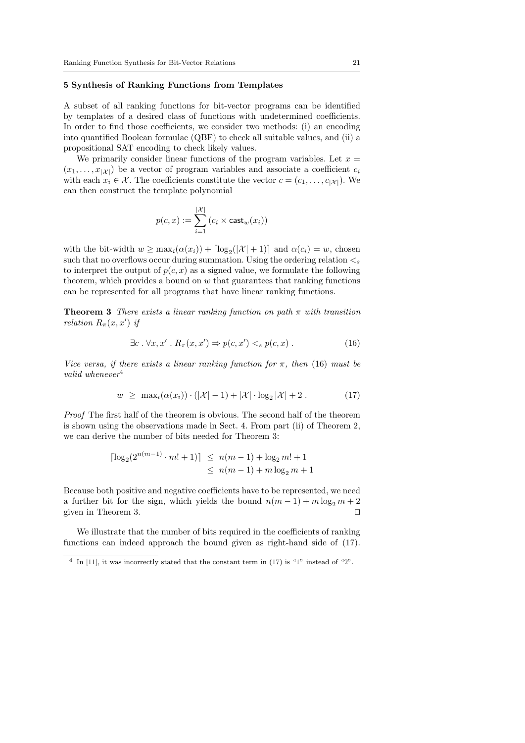## 5 Synthesis of Ranking Functions from Templates

A subset of all ranking functions for bit-vector programs can be identified by templates of a desired class of functions with undetermined coefficients. In order to find those coefficients, we consider two methods: (i) an encoding into quantified Boolean formulae (QBF) to check all suitable values, and (ii) a propositional SAT encoding to check likely values.

We primarily consider linear functions of the program variables. Let $x = (x_1, \ldots, x_{|\mathcal{X}|})$ be a vector of program variables and associate a coefficient $c_i$ with each $x_i \in \mathcal{X}$. The coefficients constitute the vector $c = (c_1, \ldots, c_{|\mathcal{X}|})$. We can then construct the template polynomial

$$p(c, x) := \sum_{i=1}^{|\mathcal{X}|} (c_i \times \mathsf{cast}_w(x_i))$$

with the bit-width $w \geq \max_i(\alpha(x_i)) + \lceil \log_2(|\mathcal{X}| + 1) \rceil$ and $\alpha(c_i) = w$, chosen such that no overflows occur during summation. Using the ordering relation $<_s$ to interpret the output of $p(c, x)$ as a signed value, we formulate the following theorem, which provides a bound on $w$ that guarantees that ranking functions can be represented for all programs that have linear ranking functions.

**Theorem 3** *There exists a linear ranking function on path $\pi$ with transition relation $R_\pi(x, x')$ if*

$$\exists c \,.\, \forall x, x' \,.\, R_\pi(x, x') \Rightarrow p(c, x') <_s p(c, x) \,. \tag{16}$$

*Vice versa, if there exists a linear ranking function for $\pi$, then* (16) *must be valid whenever*[4]

$$w \;\geq\; \max_i(\alpha(x_i)) \cdot (|\mathcal{X}| - 1) + |\mathcal{X}| \cdot \log_2 |\mathcal{X}| + 2 \,. \tag{17}$$

*Proof* The first half of the theorem is obvious. The second half of the theorem is shown using the observations made in Sect. 4. From part (ii) of Theorem 2, we can derive the number of bits needed for Theorem 3:

$$\begin{aligned}
\lceil \log_2(2^{n(m-1)} \cdot m! + 1) \rceil \;&\leq\; n(m-1) + \log_2 m! + 1 \\
&\leq\; n(m-1) + m \log_2 m + 1
\end{aligned}$$

Because both positive and negative coefficients have to be represented, we need a further bit for the sign, which yields the bound $n(m-1) + m \log_2 m + 2$ given in Theorem 3. ☐

We illustrate that the number of bits required in the coefficients of ranking functions can indeed approach the bound given as right-hand side of (17).

[4] In [11], it was incorrectly stated that the constant term in (17) is "1" instead of "2".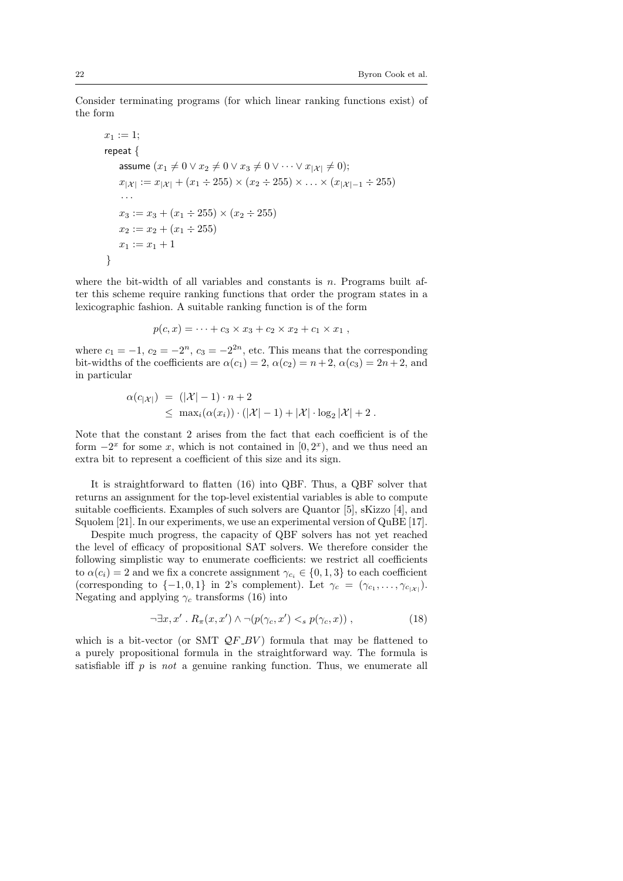Consider terminating programs (for which linear ranking functions exist) of the form

$$
\begin{array}{l}
x_1 := 1; \\
\textsf{repeat } \{ \\
\quad \textsf{assume } (x_1 \neq 0 \vee x_2 \neq 0 \vee x_3 \neq 0 \vee \cdots \vee x_{|\mathcal{X}|} \neq 0); \\
\quad x_{|\mathcal{X}|} := x_{|\mathcal{X}|} + (x_1 \div 255) \times (x_2 \div 255) \times \ldots \times (x_{|\mathcal{X}|-1} \div 255) \\
\quad \cdots \\
\quad x_3 := x_3 + (x_1 \div 255) \times (x_2 \div 255) \\
\quad x_2 := x_2 + (x_1 \div 255) \\
\quad x_1 := x_1 + 1 \\
\}
\end{array}
$$

where the bit-width of all variables and constants is $n$. Programs built after this scheme require ranking functions that order the program states in a lexicographic fashion. A suitable ranking function is of the form

$$
p(c, x) = \cdots + c_3 \times x_3 + c_2 \times x_2 + c_1 \times x_1 \ ,
$$

where $c_1 = -1$, $c_2 = -2^n$, $c_3 = -2^{2n}$, etc. This means that the corresponding bit-widths of the coefficients are $\alpha(c_1) = 2$, $\alpha(c_2) = n + 2$, $\alpha(c_3) = 2n + 2$, and in particular

$$
\begin{aligned}
\alpha(c_{|\mathcal{X}|}) \ &= \ (|\mathcal{X}| - 1) \cdot n + 2 \\
&\leq \ \max_i(\alpha(x_i)) \cdot (|\mathcal{X}| - 1) + |\mathcal{X}| \cdot \log_2 |\mathcal{X}| + 2 \ .
\end{aligned}
$$

Note that the constant 2 arises from the fact that each coefficient is of the form $-2^x$ for some $x$, which is not contained in $[0, 2^x)$, and we thus need an extra bit to represent a coefficient of this size and its sign.

It is straightforward to flatten (16) into QBF. Thus, a QBF solver that returns an assignment for the top-level existential variables is able to compute suitable coefficients. Examples of such solvers are Quantor [5], sKizzo [4], and Squolem [21]. In our experiments, we use an experimental version of QuBE [17].

Despite much progress, the capacity of QBF solvers has not yet reached the level of efficacy of propositional SAT solvers. We therefore consider the following simplistic way to enumerate coefficients: we restrict all coefficients to $\alpha(c_i) = 2$ and we fix a concrete assignment $\gamma_{c_i} \in \{0, 1, 3\}$ to each coefficient (corresponding to $\{-1, 0, 1\}$ in 2's complement). Let $\gamma_c = (\gamma_{c_1}, \ldots, \gamma_{c_{|\mathcal{X}|}})$. Negating and applying $\gamma_c$ transforms (16) into

$$
\neg \exists x, x' \ . \ R_\pi(x, x') \wedge \neg (p(\gamma_c, x') <_s p(\gamma_c, x)) \ , \tag{18}
$$

which is a bit-vector (or SMT $\mathcal{QF\_BV}$) formula that may be flattened to a purely propositional formula in the straightforward way. The formula is satisfiable iff $p$ is *not* a genuine ranking function. Thus, we enumerate all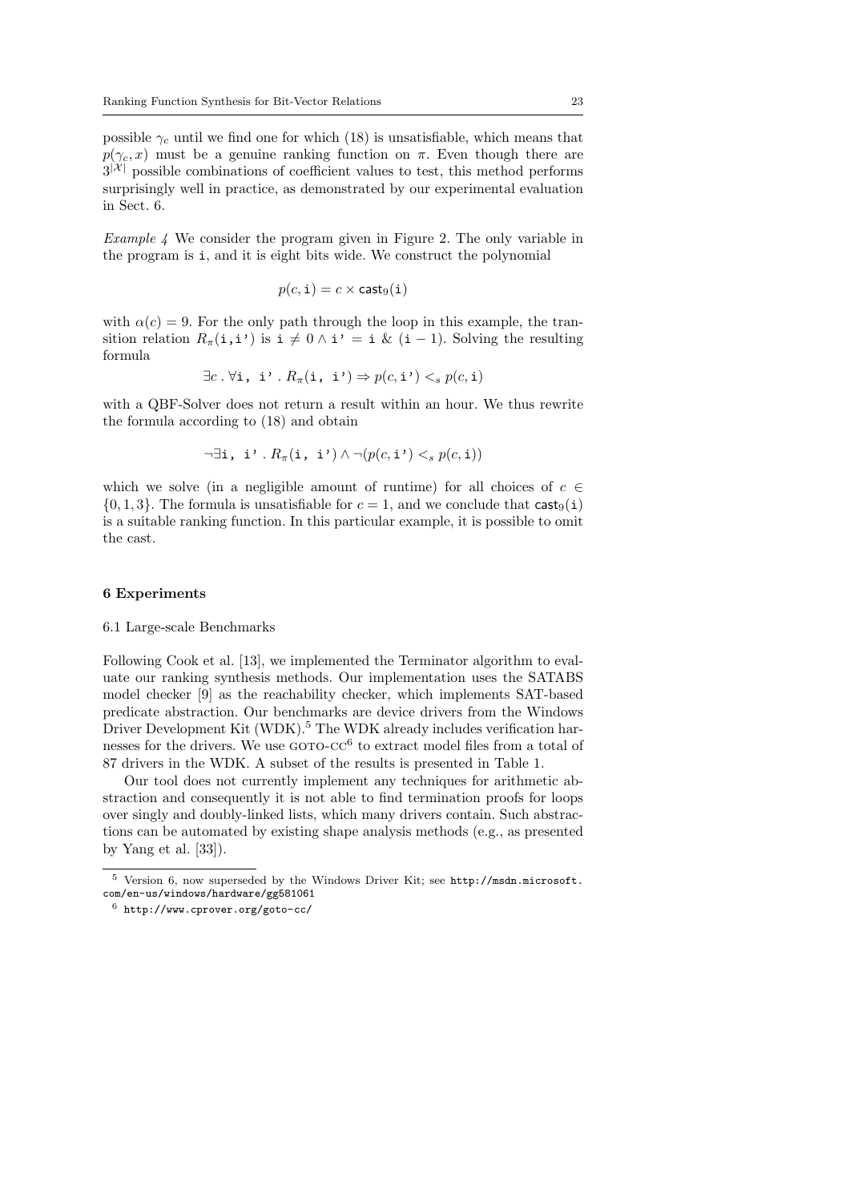possible $\gamma_c$ until we find one for which (18) is unsatisfiable, which means that $p(\gamma_c, x)$ must be a genuine ranking function on $\pi$. Even though there are $3^{|\mathcal{X}|}$ possible combinations of coefficient values to test, this method performs surprisingly well in practice, as demonstrated by our experimental evaluation in Sect. 6.

*Example 4* We consider the program given in Figure 2. The only variable in the program is `i`, and it is eight bits wide. We construct the polynomial

$$p(c, \texttt{i}) = c \times \mathsf{cast}_9(\texttt{i})$$

with $\alpha(c) = 9$. For the only path through the loop in this example, the transition relation $R_\pi(\texttt{i},\texttt{i'})$ is $\texttt{i} \neq 0 \wedge \texttt{i'} = \texttt{i} \mathbin{\&} (\texttt{i} - 1)$. Solving the resulting formula

$$\exists c \,.\, \forall \texttt{i, i'} \,.\, R_\pi(\texttt{i, i'}) \Rightarrow p(c, \texttt{i'}) <_s p(c, \texttt{i})$$

with a QBF-Solver does not return a result within an hour. We thus rewrite the formula according to (18) and obtain

$$\neg \exists \texttt{i, i'} \,.\, R_\pi(\texttt{i, i'}) \wedge \neg (p(c, \texttt{i'}) <_s p(c, \texttt{i}))$$

which we solve (in a negligible amount of runtime) for all choices of $c \in \{0, 1, 3\}$. The formula is unsatisfiable for $c = 1$, and we conclude that $\mathsf{cast}_9(\texttt{i})$ is a suitable ranking function. In this particular example, it is possible to omit the cast.

## 6 Experiments

### 6.1 Large-scale Benchmarks

Following Cook et al. [13], we implemented the Terminator algorithm to evaluate our ranking synthesis methods. Our implementation uses the SATABS model checker [9] as the reachability checker, which implements SAT-based predicate abstraction. Our benchmarks are device drivers from the Windows Driver Development Kit (WDK).[5] The WDK already includes verification harnesses for the drivers. We use GOTO-CC[6] to extract model files from a total of 87 drivers in the WDK. A subset of the results is presented in Table 1.

Our tool does not currently implement any techniques for arithmetic abstraction and consequently it is not able to find termination proofs for loops over singly and doubly-linked lists, which many drivers contain. Such abstractions can be automated by existing shape analysis methods (e.g., as presented by Yang et al. [33]).

[5] Version 6, now superseded by the Windows Driver Kit; see http://msdn.microsoft.com/en-us/windows/hardware/gg581061

[6] http://www.cprover.org/goto-cc/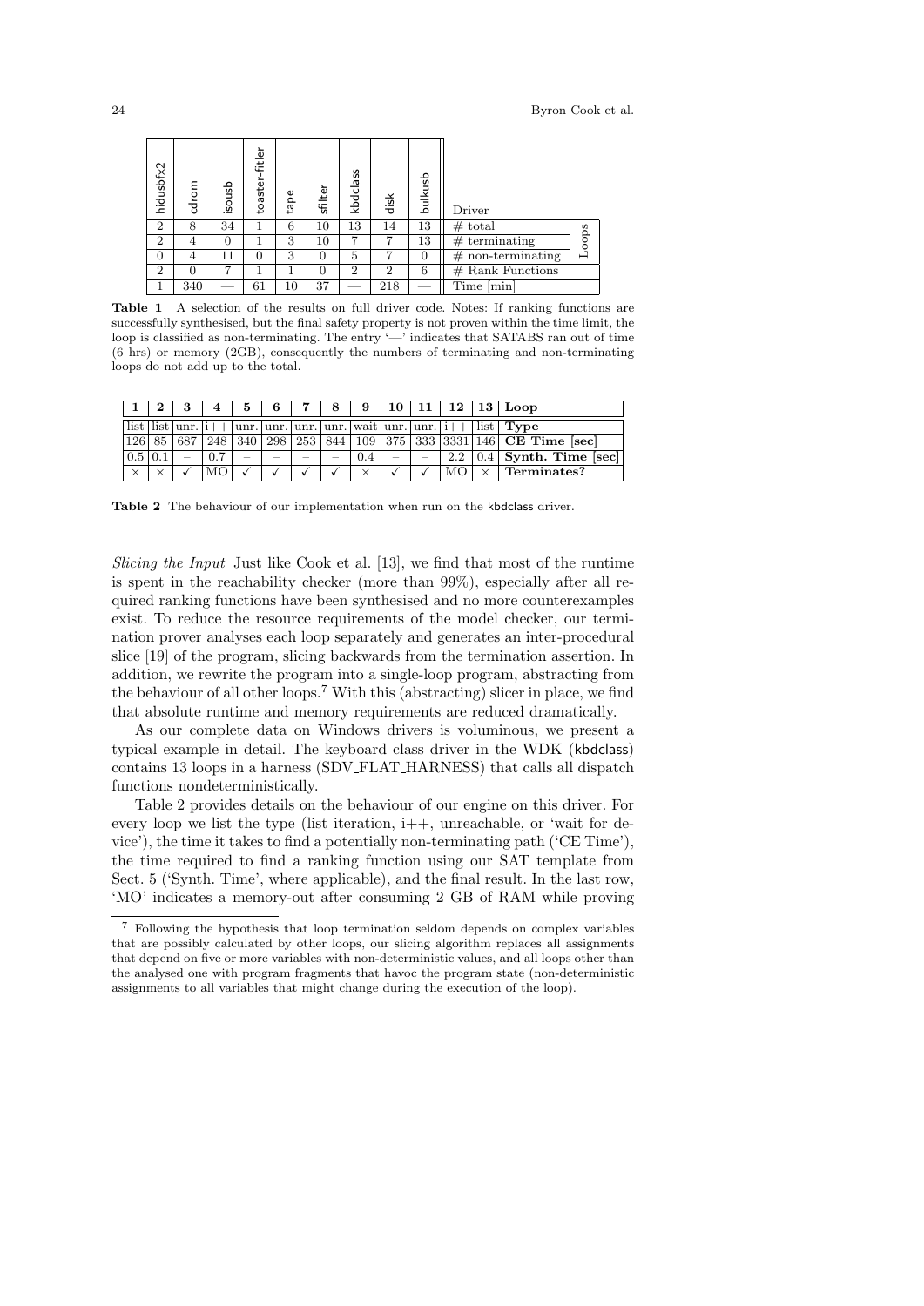| hidusbfx2 | cdrom | isousb | toaster-fitler | tape | sfilter | kbdclass | disk | bulkusb | Driver | |
|---|---|---|---|---|---|---|---|---|---|---|
| 2 | 8 | 34 | 1 | 6 | 10 | 13 | 14 | 13 | # total | Loops |
| 2 | 4 | 0 | 1 | 3 | 10 | 7 | 7 | 13 | # terminating | |
| 0 | 4 | 11 | 0 | 3 | 0 | 5 | 7 | 0 | # non-terminating | |
| 2 | 0 | 7 | 1 | 1 | 0 | 2 | 2 | 6 | # Rank Functions | |
| 1 | 340 | — | 61 | 10 | 37 | — | 218 | — | Time [min] | |

**Table 1** A selection of the results on full driver code. Notes: If ranking functions are successfully synthesised, but the final safety property is not proven within the time limit, the loop is classified as non-terminating. The entry '—' indicates that SATABS ran out of time (6 hrs) or memory (2GB), consequently the numbers of terminating and non-terminating loops do not add up to the total.

| **1** | **2** | **3** | **4** | **5** | **6** | **7** | **8** | **9** | **10** | **11** | **12** | **13** | **Loop** |
|---|---|---|---|---|---|---|---|---|---|---|---|---|---|
| list | list | unr. | i++ | unr. | unr. | unr. | unr. | wait | unr. | unr. | i++ | list | **Type** |
| 126 | 85 | 687 | 248 | 340 | 298 | 253 | 844 | 109 | 375 | 333 | 3331 | 146 | **CE Time [sec]** |
| 0.5 | 0.1 | – | 0.7 | – | – | – | – | 0.4 | – | – | 2.2 | 0.4 | **Synth. Time [sec]** |
| × | × | ✓ | MO | ✓ | ✓ | ✓ | ✓ | × | ✓ | ✓ | MO | × | **Terminates?** |

**Table 2** The behaviour of our implementation when run on the kbdclass driver.

*Slicing the Input* Just like Cook et al. [13], we find that most of the runtime is spent in the reachability checker (more than 99%), especially after all required ranking functions have been synthesised and no more counterexamples exist. To reduce the resource requirements of the model checker, our termination prover analyses each loop separately and generates an inter-procedural slice [19] of the program, slicing backwards from the termination assertion. In addition, we rewrite the program into a single-loop program, abstracting from the behaviour of all other loops.[7] With this (abstracting) slicer in place, we find that absolute runtime and memory requirements are reduced dramatically.

As our complete data on Windows drivers is voluminous, we present a typical example in detail. The keyboard class driver in the WDK (kbdclass) contains 13 loops in a harness (SDV_FLAT_HARNESS) that calls all dispatch functions nondeterministically.

Table 2 provides details on the behaviour of our engine on this driver. For every loop we list the type (list iteration, i++, unreachable, or 'wait for device'), the time it takes to find a potentially non-terminating path ('CE Time'), the time required to find a ranking function using our SAT template from Sect. 5 ('Synth. Time', where applicable), and the final result. In the last row, 'MO' indicates a memory-out after consuming 2 GB of RAM while proving

[7] Following the hypothesis that loop termination seldom depends on complex variables that are possibly calculated by other loops, our slicing algorithm replaces all assignments that depend on five or more variables with non-deterministic values, and all loops other than the analysed one with program fragments that havoc the program state (non-deterministic assignments to all variables that might change during the execution of the loop).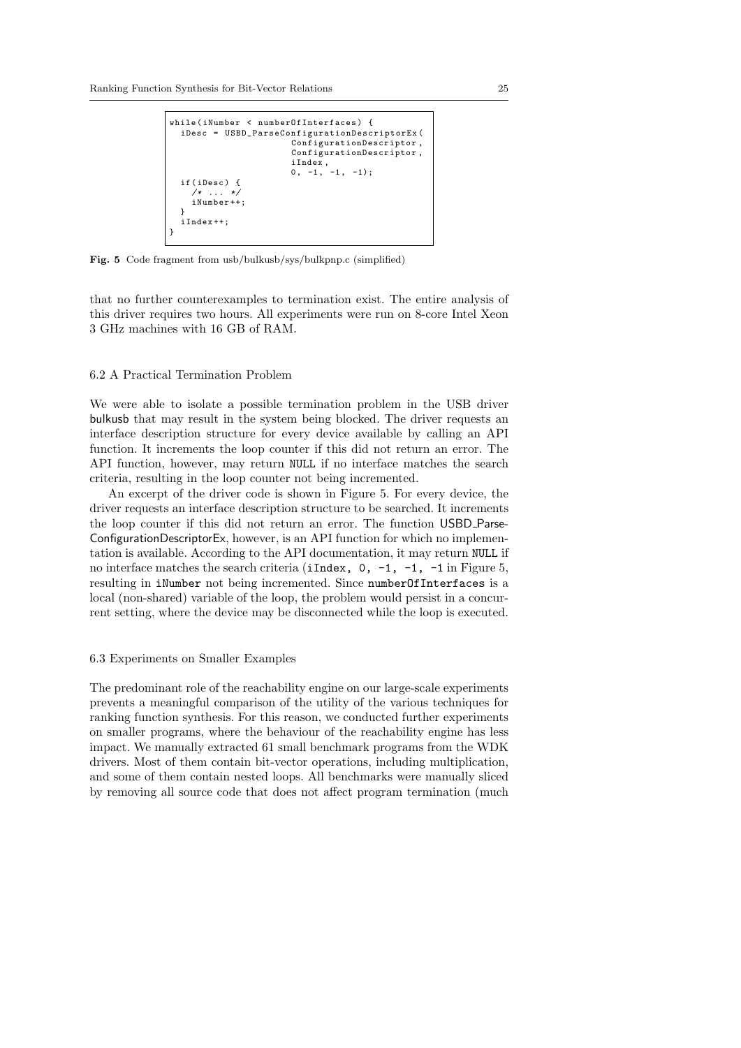```
while(iNumber < numberOfInterfaces) {
  iDesc = USBD_ParseConfigurationDescriptorEx(
                      ConfigurationDescriptor,
                      ConfigurationDescriptor,
                      iIndex,
                      0, -1, -1, -1);
  if(iDesc) {
    /* ... */
    iNumber++;
  }
  iIndex++;
}
```

**Fig. 5** Code fragment from usb/bulkusb/sys/bulkpnp.c (simplified)

that no further counterexamples to termination exist. The entire analysis of this driver requires two hours. All experiments were run on 8-core Intel Xeon 3 GHz machines with 16 GB of RAM.

### 6.2 A Practical Termination Problem

We were able to isolate a possible termination problem in the USB driver bulkusb that may result in the system being blocked. The driver requests an interface description structure for every device available by calling an API function. It increments the loop counter if this did not return an error. The API function, however, may return `NULL` if no interface matches the search criteria, resulting in the loop counter not being incremented.

An excerpt of the driver code is shown in Figure 5. For every device, the driver requests an interface description structure to be searched. It increments the loop counter if this did not return an error. The function USBD_Parse-ConfigurationDescriptorEx, however, is an API function for which no implementation is available. According to the API documentation, it may return `NULL` if no interface matches the search criteria (`iIndex, 0, -1, -1, -1` in Figure 5, resulting in `iNumber` not being incremented. Since `numberOfInterfaces` is a local (non-shared) variable of the loop, the problem would persist in a concurrent setting, where the device may be disconnected while the loop is executed.

### 6.3 Experiments on Smaller Examples

The predominant role of the reachability engine on our large-scale experiments prevents a meaningful comparison of the utility of the various techniques for ranking function synthesis. For this reason, we conducted further experiments on smaller programs, where the behaviour of the reachability engine has less impact. We manually extracted 61 small benchmark programs from the WDK drivers. Most of them contain bit-vector operations, including multiplication, and some of them contain nested loops. All benchmarks were manually sliced by removing all source code that does not affect program termination (much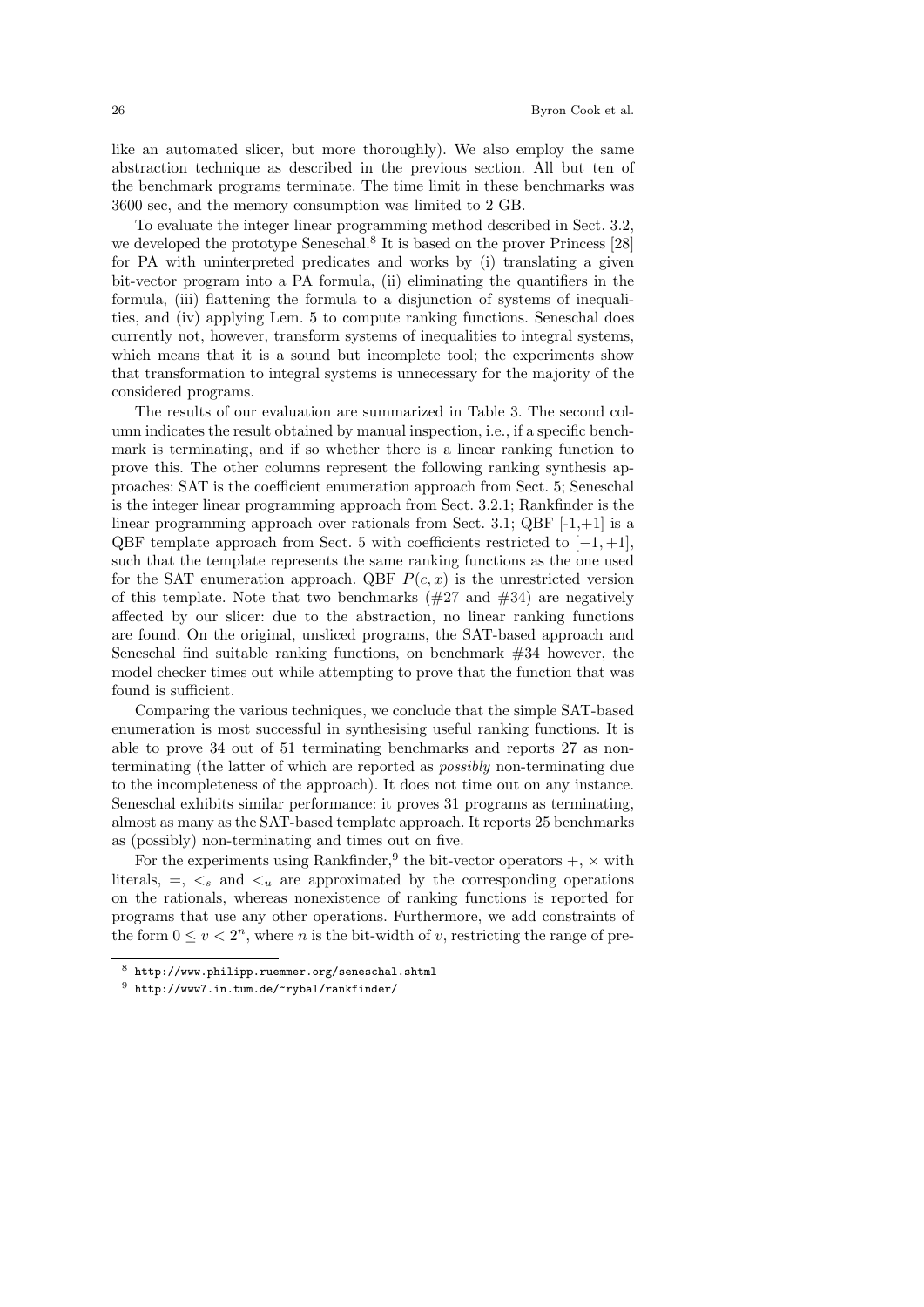like an automated slicer, but more thoroughly). We also employ the same abstraction technique as described in the previous section. All but ten of the benchmark programs terminate. The time limit in these benchmarks was 3600 sec, and the memory consumption was limited to 2 GB.

To evaluate the integer linear programming method described in Sect. 3.2, we developed the prototype Seneschal.[8] It is based on the prover Princess [28] for PA with uninterpreted predicates and works by (i) translating a given bit-vector program into a PA formula, (ii) eliminating the quantifiers in the formula, (iii) flattening the formula to a disjunction of systems of inequalities, and (iv) applying Lem. 5 to compute ranking functions. Seneschal does currently not, however, transform systems of inequalities to integral systems, which means that it is a sound but incomplete tool; the experiments show that transformation to integral systems is unnecessary for the majority of the considered programs.

The results of our evaluation are summarized in Table 3. The second column indicates the result obtained by manual inspection, i.e., if a specific benchmark is terminating, and if so whether there is a linear ranking function to prove this. The other columns represent the following ranking synthesis approaches: SAT is the coefficient enumeration approach from Sect. 5; Seneschal is the integer linear programming approach from Sect. 3.2.1; Rankfinder is the linear programming approach over rationals from Sect. 3.1; QBF [-1,+1] is a QBF template approach from Sect. 5 with coefficients restricted to $[-1, +1]$, such that the template represents the same ranking functions as the one used for the SAT enumeration approach. QBF $P(c, x)$ is the unrestricted version of this template. Note that two benchmarks (#27 and #34) are negatively affected by our slicer: due to the abstraction, no linear ranking functions are found. On the original, unsliced programs, the SAT-based approach and Seneschal find suitable ranking functions, on benchmark #34 however, the model checker times out while attempting to prove that the function that was found is sufficient.

Comparing the various techniques, we conclude that the simple SAT-based enumeration is most successful in synthesising useful ranking functions. It is able to prove 34 out of 51 terminating benchmarks and reports 27 as non-terminating (the latter of which are reported as *possibly* non-terminating due to the incompleteness of the approach). It does not time out on any instance. Seneschal exhibits similar performance: it proves 31 programs as terminating, almost as many as the SAT-based template approach. It reports 25 benchmarks as (possibly) non-terminating and times out on five.

For the experiments using Rankfinder,[9] the bit-vector operators $+$, $\times$ with literals, $=$, $<_s$ and $<_u$ are approximated by the corresponding operations on the rationals, whereas nonexistence of ranking functions is reported for programs that use any other operations. Furthermore, we add constraints of the form $0 \leq v < 2^n$, where $n$ is the bit-width of $v$, restricting the range of pre-

[8] http://www.philipp.ruemmer.org/seneschal.shtml

[9] http://www7.in.tum.de/~rybal/rankfinder/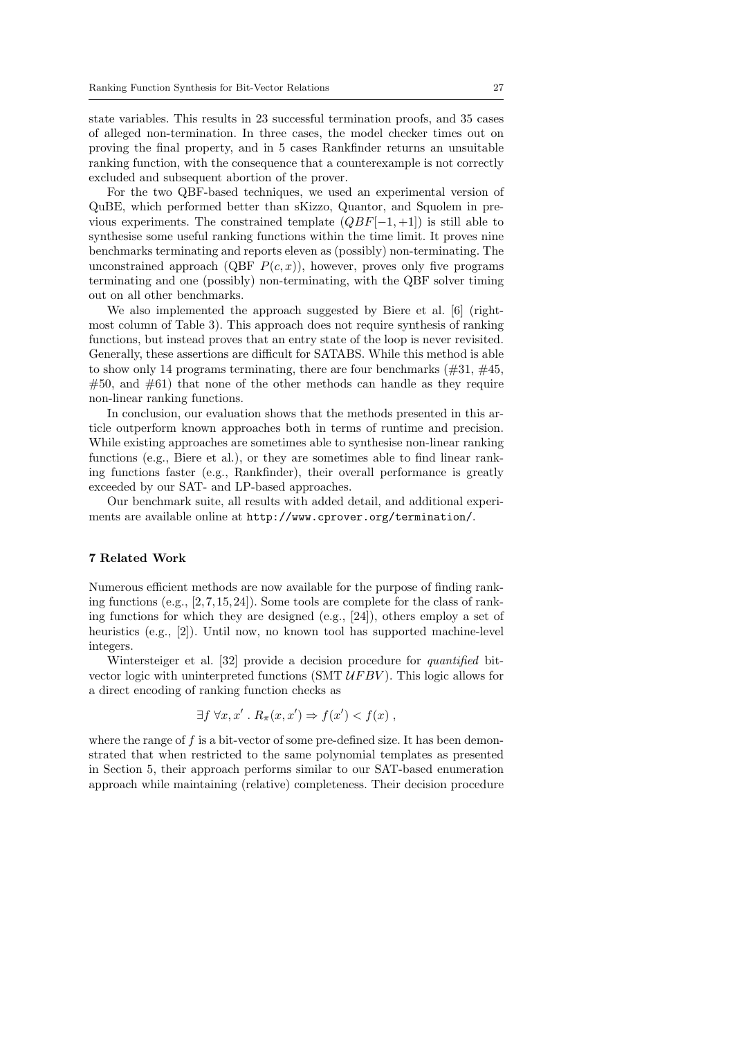state variables. This results in 23 successful termination proofs, and 35 cases of alleged non-termination. In three cases, the model checker times out on proving the final property, and in 5 cases Rankfinder returns an unsuitable ranking function, with the consequence that a counterexample is not correctly excluded and subsequent abortion of the prover.

For the two QBF-based techniques, we used an experimental version of QuBE, which performed better than sKizzo, Quantor, and Squolem in previous experiments. The constrained template ($QBF[-1, +1]$) is still able to synthesise some useful ranking functions within the time limit. It proves nine benchmarks terminating and reports eleven as (possibly) non-terminating. The unconstrained approach (QBF $P(c, x)$), however, proves only five programs terminating and one (possibly) non-terminating, with the QBF solver timing out on all other benchmarks.

We also implemented the approach suggested by Biere et al. [6] (rightmost column of Table 3). This approach does not require synthesis of ranking functions, but instead proves that an entry state of the loop is never revisited. Generally, these assertions are difficult for SATABS. While this method is able to show only 14 programs terminating, there are four benchmarks (#31, #45, #50, and #61) that none of the other methods can handle as they require non-linear ranking functions.

In conclusion, our evaluation shows that the methods presented in this article outperform known approaches both in terms of runtime and precision. While existing approaches are sometimes able to synthesise non-linear ranking functions (e.g., Biere et al.), or they are sometimes able to find linear ranking functions faster (e.g., Rankfinder), their overall performance is greatly exceeded by our SAT- and LP-based approaches.

Our benchmark suite, all results with added detail, and additional experiments are available online at `http://www.cprover.org/termination/`.

## 7 Related Work

Numerous efficient methods are now available for the purpose of finding ranking functions (e.g., [2, 7, 15, 24]). Some tools are complete for the class of ranking functions for which they are designed (e.g., [24]), others employ a set of heuristics (e.g., [2]). Until now, no known tool has supported machine-level integers.

Wintersteiger et al. [32] provide a decision procedure for *quantified* bit-vector logic with uninterpreted functions (SMT $\mathcal{UFBV}$). This logic allows for a direct encoding of ranking function checks as

$$\exists f\ \forall x, x' \,.\, R_\pi(x, x') \Rightarrow f(x') < f(x)\ ,$$

where the range of $f$ is a bit-vector of some pre-defined size. It has been demonstrated that when restricted to the same polynomial templates as presented in Section 5, their approach performs similar to our SAT-based enumeration approach while maintaining (relative) completeness. Their decision procedure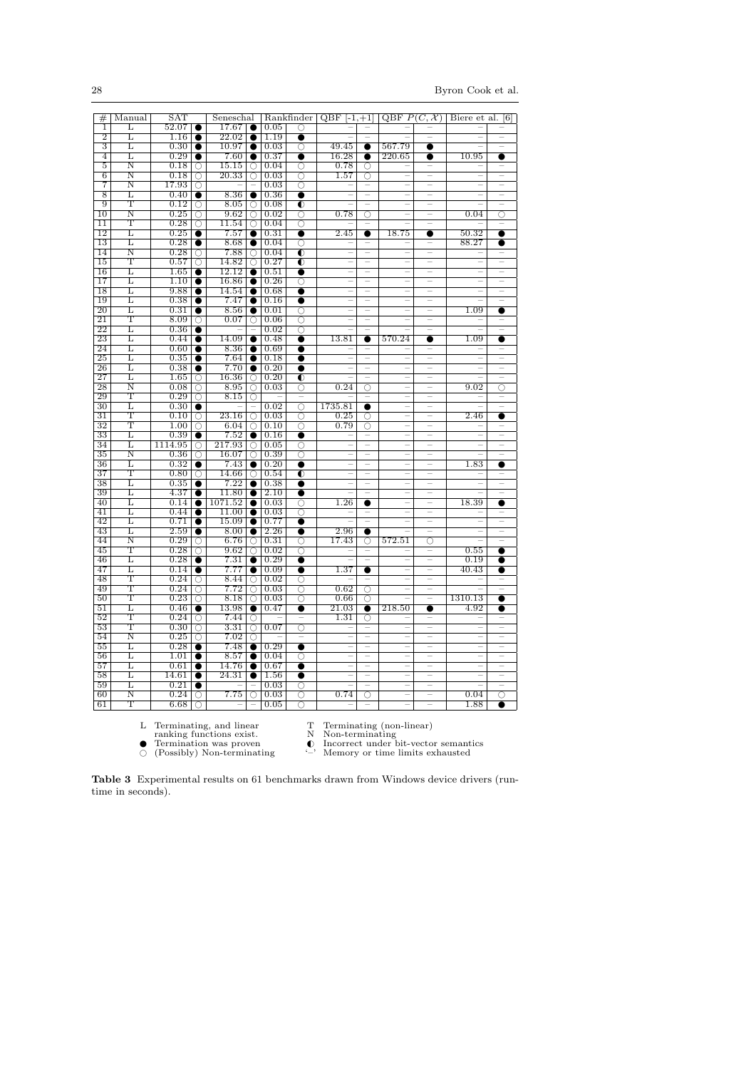| # | Manual | SAT | | Seneschal | | Rankfinder | | QBF [-1,+1] | | QBF $P(C,\mathcal{X})$ | | Biere et al. [6] | |
|---|---|---|---|---|---|---|---|---|---|---|---|---|---|
| 1 | L | 52.07 | ● | 17.67 | ● | 0.05 | ○ | – | – | – | – | – | – |
| 2 | L | 1.16 | ● | 22.02 | ● | 1.19 | ● | – | – | – | – | – | – |
| 3 | L | 0.30 | ● | 10.97 | ● | 0.03 | ○ | 49.45 | ● | 567.79 | ● | – | – |
| 4 | L | 0.29 | ● | 7.60 | ● | 0.37 | ● | 16.28 | ● | 220.65 | ● | 10.95 | ● |
| 5 | N | 0.18 | ○ | 15.15 | ○ | 0.04 | ○ | 0.78 | ○ | – | – | – | – |
| 6 | N | 0.18 | ○ | 20.33 | ○ | 0.03 | ○ | 1.57 | ○ | – | – | – | – |
| 7 | N | 17.93 | ○ | – | – | 0.03 | ○ | – | – | – | – | – | – |
| 8 | L | 0.40 | ● | 8.36 | ● | 0.36 | ● | – | – | – | – | – | – |
| 9 | T | 0.12 | ○ | 8.05 | ○ | 0.08 | ◐ | – | – | – | – | – | – |
| 10 | N | 0.25 | ○ | 9.62 | ○ | 0.02 | ○ | 0.78 | ○ | – | – | 0.04 | ○ |
| 11 | T | 0.28 | ○ | 11.54 | ○ | 0.04 | ○ | – | – | – | – | – | – |
| 12 | L | 0.25 | ● | 7.57 | ● | 0.31 | ● | 2.45 | ● | 18.75 | ● | 50.32 | ● |
| 13 | L | 0.28 | ● | 8.68 | ● | 0.04 | ○ | – | – | – | – | 88.27 | ● |
| 14 | N | 0.28 | ○ | 7.88 | ○ | 0.04 | ◐ | – | – | – | – | – | – |
| 15 | T | 0.57 | ○ | 14.82 | ○ | 0.27 | ◐ | – | – | – | – | – | – |
| 16 | L | 1.65 | ● | 12.12 | ● | 0.51 | ● | – | – | – | – | – | – |
| 17 | L | 1.10 | ● | 16.86 | ● | 0.26 | ○ | – | – | – | – | – | – |
| 18 | L | 9.88 | ● | 14.54 | ● | 0.68 | ● | – | – | – | – | – | – |
| 19 | L | 0.38 | ● | 7.47 | ● | 0.16 | ● | – | – | – | – | – | – |
| 20 | L | 0.31 | ● | 8.56 | ● | 0.01 | ○ | – | – | – | – | 1.09 | ● |
| 21 | T | 8.09 | ○ | 0.07 | ○ | 0.06 | ○ | – | – | – | – | – | – |
| 22 | L | 0.36 | ● | – | – | 0.02 | ○ | – | – | – | – | – | – |
| 23 | L | 0.44 | ● | 14.09 | ● | 0.48 | ● | 13.81 | ● | 570.24 | ● | 1.09 | ● |
| 24 | L | 0.60 | ● | 8.36 | ● | 0.69 | ● | – | – | – | – | – | – |
| 25 | L | 0.35 | ● | 7.64 | ● | 0.18 | ● | – | – | – | – | – | – |
| 26 | L | 0.38 | ● | 7.70 | ● | 0.20 | ● | – | – | – | – | – | – |
| 27 | L | 1.65 | ○ | 16.36 | ○ | 0.20 | ◐ | – | – | – | – | – | – |
| 28 | N | 0.08 | ○ | 8.95 | ○ | 0.03 | ○ | 0.24 | ○ | – | – | 9.02 | ○ |
| 29 | T | 0.29 | ○ | 8.15 | ○ | – | – | – | – | – | – | – | – |
| 30 | L | 0.30 | ● | – | – | 0.02 | ○ | 1735.81 | ● | – | – | – | – |
| 31 | T | 0.10 | ○ | 23.16 | ○ | 0.03 | ○ | 0.25 | ○ | – | – | 2.46 | ● |
| 32 | T | 1.00 | ○ | 6.04 | ○ | 0.10 | ○ | 0.79 | ○ | – | – | – | – |
| 33 | L | 0.39 | ● | 7.52 | ● | 0.16 | ● | – | – | – | – | – | – |
| 34 | L | 1114.95 | ○ | 217.93 | ○ | 0.05 | ○ | – | – | – | – | – | – |
| 35 | N | 0.36 | ○ | 16.07 | ○ | 0.39 | ○ | – | – | – | – | – | – |
| 36 | L | 0.32 | ● | 7.43 | ● | 0.20 | ● | – | – | – | – | 1.83 | ● |
| 37 | T | 0.80 | ○ | 14.66 | ○ | 0.54 | ◐ | – | – | – | – | – | – |
| 38 | L | 0.35 | ● | 7.22 | ● | 0.38 | ● | – | – | – | – | – | – |
| 39 | L | 4.37 | ● | 11.80 | ● | 2.10 | ● | – | – | – | – | – | – |
| 40 | L | 0.14 | ● | 1071.52 | ● | 0.03 | ○ | 1.26 | ● | – | – | 18.39 | ● |
| 41 | L | 0.44 | ● | 11.00 | ● | 0.03 | ○ | – | – | – | – | – | – |
| 42 | L | 0.71 | ● | 15.09 | ● | 0.77 | ● | – | – | – | – | – | – |
| 43 | L | 2.59 | ● | 8.00 | ● | 2.26 | ● | 2.96 | ● | – | – | – | – |
| 44 | N | 0.29 | ○ | 6.76 | ○ | 0.31 | ○ | 17.43 | ○ | 572.51 | ○ | – | – |
| 45 | T | 0.28 | ○ | 9.62 | ○ | 0.02 | ○ | – | – | – | – | 0.55 | ● |
| 46 | L | 0.28 | ● | 7.31 | ● | 0.29 | ● | – | – | – | – | 0.19 | ● |
| 47 | L | 0.14 | ● | 7.77 | ● | 0.09 | ● | 1.37 | ● | – | – | 40.43 | ● |
| 48 | T | 0.24 | ○ | 8.44 | ○ | 0.02 | ○ | – | – | – | – | – | – |
| 49 | T | 0.24 | ○ | 7.72 | ○ | 0.03 | ○ | 0.62 | ○ | – | – | – | – |
| 50 | T | 0.23 | ○ | 8.18 | ○ | 0.03 | ○ | 0.66 | ○ | – | – | 1310.13 | ● |
| 51 | L | 0.46 | ● | 13.98 | ● | 0.47 | ● | 21.03 | ● | 218.50 | ● | 4.92 | ● |
| 52 | T | 0.24 | ○ | 7.44 | ○ | – | – | 1.31 | ○ | – | – | – | – |
| 53 | T | 0.30 | ○ | 3.31 | ○ | 0.07 | ○ | – | – | – | – | – | – |
| 54 | N | 0.25 | ○ | 7.02 | ○ | – | – | – | – | – | – | – | – |
| 55 | L | 0.28 | ● | 7.48 | ● | 0.29 | ● | – | – | – | – | – | – |
| 56 | L | 1.01 | ● | 8.57 | ● | 0.04 | ○ | – | – | – | – | – | – |
| 57 | L | 0.61 | ● | 14.76 | ● | 0.67 | ● | – | – | – | – | – | – |
| 58 | L | 14.61 | ● | 24.31 | ● | 1.56 | ● | – | – | – | – | – | – |
| 59 | L | 0.21 | ● | – | – | 0.03 | ○ | – | – | – | – | – | – |
| 60 | N | 0.24 | ○ | 7.75 | ○ | 0.03 | ○ | 0.74 | ○ | – | – | 0.04 | ○ |
| 61 | T | 6.68 | ○ | – | – | 0.05 | ○ | – | – | – | – | 1.88 | ● |

L Terminating, and linear ranking functions exist.
T Terminating (non-linear)
N Non-terminating
● Termination was proven
◐ Incorrect under bit-vector semantics
○ (Possibly) Non-terminating
'–' Memory or time limits exhausted

**Table 3** Experimental results on 61 benchmarks drawn from Windows device drivers (runtime in seconds).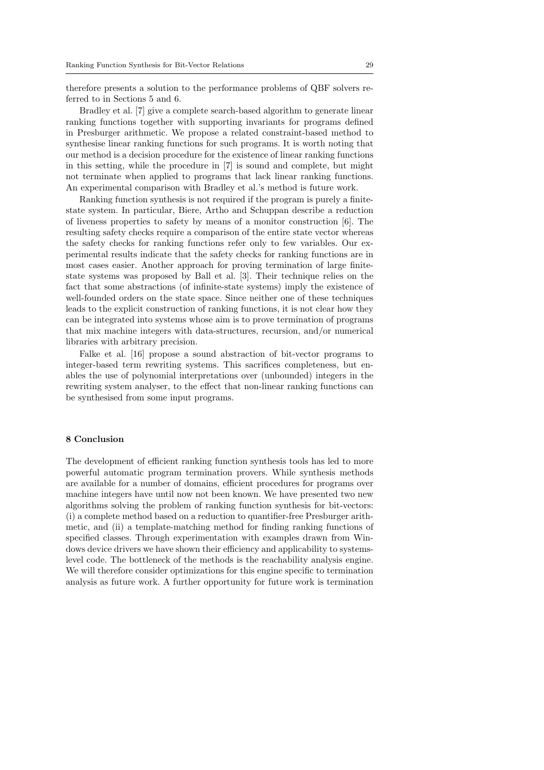therefore presents a solution to the performance problems of QBF solvers referred to in Sections 5 and 6.

Bradley et al. [7] give a complete search-based algorithm to generate linear ranking functions together with supporting invariants for programs defined in Presburger arithmetic. We propose a related constraint-based method to synthesise linear ranking functions for such programs. It is worth noting that our method is a decision procedure for the existence of linear ranking functions in this setting, while the procedure in [7] is sound and complete, but might not terminate when applied to programs that lack linear ranking functions. An experimental comparison with Bradley et al.'s method is future work.

Ranking function synthesis is not required if the program is purely a finite-state system. In particular, Biere, Artho and Schuppan describe a reduction of liveness properties to safety by means of a monitor construction [6]. The resulting safety checks require a comparison of the entire state vector whereas the safety checks for ranking functions refer only to few variables. Our experimental results indicate that the safety checks for ranking functions are in most cases easier. Another approach for proving termination of large finite-state systems was proposed by Ball et al. [3]. Their technique relies on the fact that some abstractions (of infinite-state systems) imply the existence of well-founded orders on the state space. Since neither one of these techniques leads to the explicit construction of ranking functions, it is not clear how they can be integrated into systems whose aim is to prove termination of programs that mix machine integers with data-structures, recursion, and/or numerical libraries with arbitrary precision.

Falke et al. [16] propose a sound abstraction of bit-vector programs to integer-based term rewriting systems. This sacrifices completeness, but enables the use of polynomial interpretations over (unbounded) integers in the rewriting system analyser, to the effect that non-linear ranking functions can be synthesised from some input programs.

## 8 Conclusion

The development of efficient ranking function synthesis tools has led to more powerful automatic program termination provers. While synthesis methods are available for a number of domains, efficient procedures for programs over machine integers have until now not been known. We have presented two new algorithms solving the problem of ranking function synthesis for bit-vectors: (i) a complete method based on a reduction to quantifier-free Presburger arithmetic, and (ii) a template-matching method for finding ranking functions of specified classes. Through experimentation with examples drawn from Windows device drivers we have shown their efficiency and applicability to systems-level code. The bottleneck of the methods is the reachability analysis engine. We will therefore consider optimizations for this engine specific to termination analysis as future work. A further opportunity for future work is termination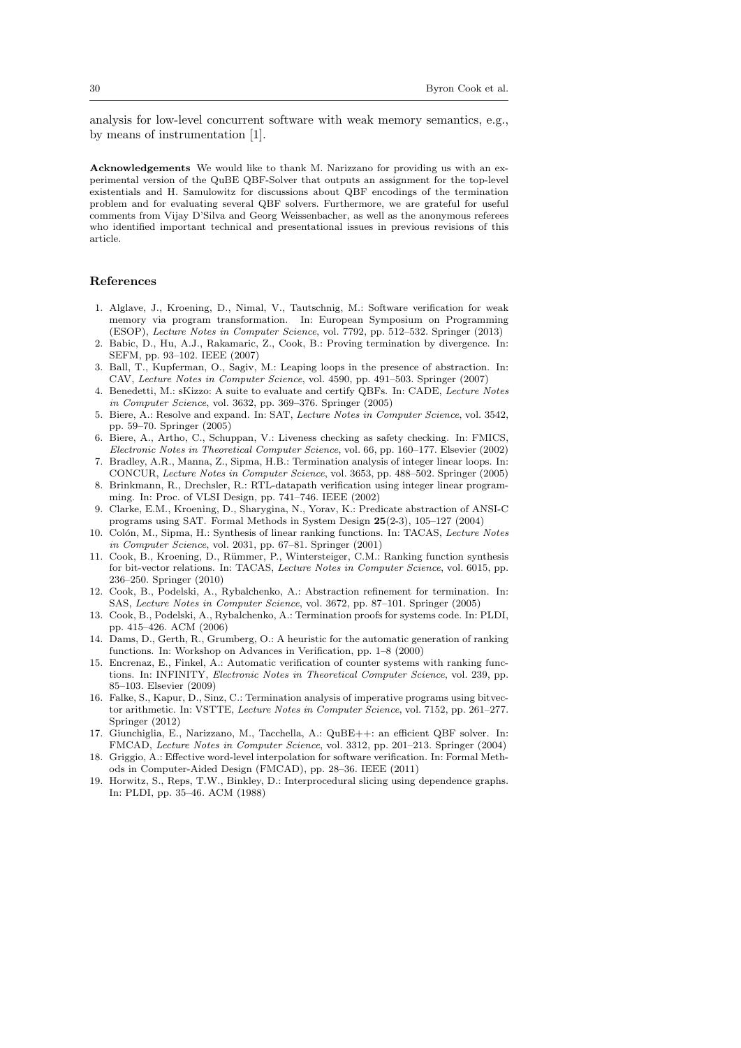analysis for low-level concurrent software with weak memory semantics, e.g., by means of instrumentation [1].

**Acknowledgements** We would like to thank M. Narizzano for providing us with an experimental version of the QuBE QBF-Solver that outputs an assignment for the top-level existentials and H. Samulowitz for discussions about QBF encodings of the termination problem and for evaluating several QBF solvers. Furthermore, we are grateful for useful comments from Vijay D'Silva and Georg Weissenbacher, as well as the anonymous referees who identified important technical and presentational issues in previous revisions of this article.

## References

1. Alglave, J., Kroening, D., Nimal, V., Tautschnig, M.: Software verification for weak memory via program transformation. In: European Symposium on Programming (ESOP), *Lecture Notes in Computer Science*, vol. 7792, pp. 512–532. Springer (2013)
2. Babic, D., Hu, A.J., Rakamaric, Z., Cook, B.: Proving termination by divergence. In: SEFM, pp. 93–102. IEEE (2007)
3. Ball, T., Kupferman, O., Sagiv, M.: Leaping loops in the presence of abstraction. In: CAV, *Lecture Notes in Computer Science*, vol. 4590, pp. 491–503. Springer (2007)
4. Benedetti, M.: sKizzo: A suite to evaluate and certify QBFs. In: CADE, *Lecture Notes in Computer Science*, vol. 3632, pp. 369–376. Springer (2005)
5. Biere, A.: Resolve and expand. In: SAT, *Lecture Notes in Computer Science*, vol. 3542, pp. 59–70. Springer (2005)
6. Biere, A., Artho, C., Schuppan, V.: Liveness checking as safety checking. In: FMICS, *Electronic Notes in Theoretical Computer Science*, vol. 66, pp. 160–177. Elsevier (2002)
7. Bradley, A.R., Manna, Z., Sipma, H.B.: Termination analysis of integer linear loops. In: CONCUR, *Lecture Notes in Computer Science*, vol. 3653, pp. 488–502. Springer (2005)
8. Brinkmann, R., Drechsler, R.: RTL-datapath verification using integer linear programming. In: Proc. of VLSI Design, pp. 741–746. IEEE (2002)
9. Clarke, E.M., Kroening, D., Sharygina, N., Yorav, K.: Predicate abstraction of ANSI-C programs using SAT. Formal Methods in System Design **25**(2-3), 105–127 (2004)
10. Colón, M., Sipma, H.: Synthesis of linear ranking functions. In: TACAS, *Lecture Notes in Computer Science*, vol. 2031, pp. 67–81. Springer (2001)
11. Cook, B., Kroening, D., Rümmer, P., Wintersteiger, C.M.: Ranking function synthesis for bit-vector relations. In: TACAS, *Lecture Notes in Computer Science*, vol. 6015, pp. 236–250. Springer (2010)
12. Cook, B., Podelski, A., Rybalchenko, A.: Abstraction refinement for termination. In: SAS, *Lecture Notes in Computer Science*, vol. 3672, pp. 87–101. Springer (2005)
13. Cook, B., Podelski, A., Rybalchenko, A.: Termination proofs for systems code. In: PLDI, pp. 415–426. ACM (2006)
14. Dams, D., Gerth, R., Grumberg, O.: A heuristic for the automatic generation of ranking functions. In: Workshop on Advances in Verification, pp. 1–8 (2000)
15. Encrenaz, E., Finkel, A.: Automatic verification of counter systems with ranking functions. In: INFINITY, *Electronic Notes in Theoretical Computer Science*, vol. 239, pp. 85–103. Elsevier (2009)
16. Falke, S., Kapur, D., Sinz, C.: Termination analysis of imperative programs using bitvector arithmetic. In: VSTTE, *Lecture Notes in Computer Science*, vol. 7152, pp. 261–277. Springer (2012)
17. Giunchiglia, E., Narizzano, M., Tacchella, A.: QuBE++: an efficient QBF solver. In: FMCAD, *Lecture Notes in Computer Science*, vol. 3312, pp. 201–213. Springer (2004)
18. Griggio, A.: Effective word-level interpolation for software verification. In: Formal Methods in Computer-Aided Design (FMCAD), pp. 28–36. IEEE (2011)
19. Horwitz, S., Reps, T.W., Binkley, D.: Interprocedural slicing using dependence graphs. In: PLDI, pp. 35–46. ACM (1988)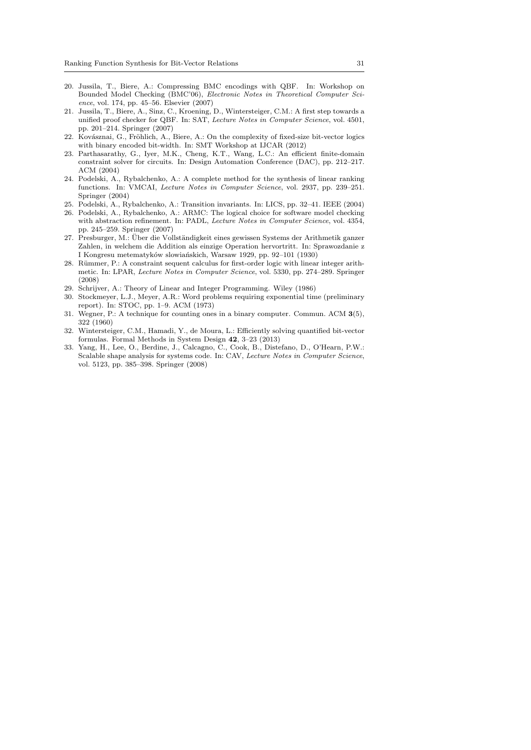20. Jussila, T., Biere, A.: Compressing BMC encodings with QBF. In: Workshop on Bounded Model Checking (BMC'06), *Electronic Notes in Theoretical Computer Science*, vol. 174, pp. 45–56. Elsevier (2007)
21. Jussila, T., Biere, A., Sinz, C., Kroening, D., Wintersteiger, C.M.: A first step towards a unified proof checker for QBF. In: SAT, *Lecture Notes in Computer Science*, vol. 4501, pp. 201–214. Springer (2007)
22. Kovásznai, G., Fröhlich, A., Biere, A.: On the complexity of fixed-size bit-vector logics with binary encoded bit-width. In: SMT Workshop at IJCAR (2012)
23. Parthasarathy, G., Iyer, M.K., Cheng, K.T., Wang, L.C.: An efficient finite-domain constraint solver for circuits. In: Design Automation Conference (DAC), pp. 212–217. ACM (2004)
24. Podelski, A., Rybalchenko, A.: A complete method for the synthesis of linear ranking functions. In: VMCAI, *Lecture Notes in Computer Science*, vol. 2937, pp. 239–251. Springer (2004)
25. Podelski, A., Rybalchenko, A.: Transition invariants. In: LICS, pp. 32–41. IEEE (2004)
26. Podelski, A., Rybalchenko, A.: ARMC: The logical choice for software model checking with abstraction refinement. In: PADL, *Lecture Notes in Computer Science*, vol. 4354, pp. 245–259. Springer (2007)
27. Presburger, M.: Über die Vollständigkeit eines gewissen Systems der Arithmetik ganzer Zahlen, in welchem die Addition als einzige Operation hervortritt. In: Sprawozdanie z I Kongresu metematyków słowiańskich, Warsaw 1929, pp. 92–101 (1930)
28. Rümmer, P.: A constraint sequent calculus for first-order logic with linear integer arithmetic. In: LPAR, *Lecture Notes in Computer Science*, vol. 5330, pp. 274–289. Springer (2008)
29. Schrijver, A.: Theory of Linear and Integer Programming. Wiley (1986)
30. Stockmeyer, L.J., Meyer, A.R.: Word problems requiring exponential time (preliminary report). In: STOC, pp. 1–9. ACM (1973)
31. Wegner, P.: A technique for counting ones in a binary computer. Commun. ACM **3**(5), 322 (1960)
32. Wintersteiger, C.M., Hamadi, Y., de Moura, L.: Efficiently solving quantified bit-vector formulas. Formal Methods in System Design **42**, 3–23 (2013)
33. Yang, H., Lee, O., Berdine, J., Calcagno, C., Cook, B., Distefano, D., O'Hearn, P.W.: Scalable shape analysis for systems code. In: CAV, *Lecture Notes in Computer Science*, vol. 5123, pp. 385–398. Springer (2008)